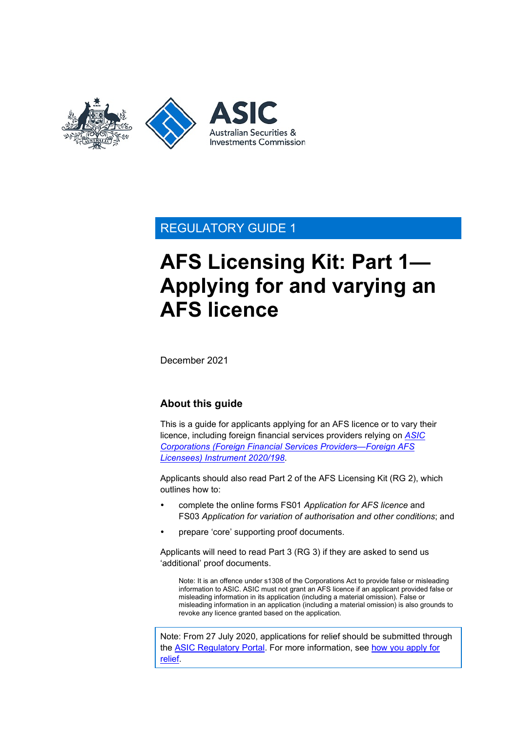REGULATORY GUIDE 1

# AFS Licensing Kit: Part 1—Applying for and varying an AFS licence

December 2021

## About this guide

This is a guide for applicants applying for an AFS licence or to vary their licence, including foreign financial services providers relying on *ASIC Corporations (Foreign Financial Services Providers—Foreign AFS Licensees) Instrument 2020/198*.

Applicants should also read Part 2 of the AFS Licensing Kit (RG 2), which outlines how to:

- complete the online forms FS01 *Application for AFS licence* and FS03 *Application for variation of authorisation and other conditions*; and
- prepare 'core' supporting proof documents.

Applicants will need to read Part 3 (RG 3) if they are asked to send us 'additional' proof documents.

Note: It is an offence under s1308 of the Corporations Act to provide false or misleading information to ASIC. ASIC must not grant an AFS licence if an applicant provided false or misleading information in its application (including a material omission). False or misleading information in an application (including a material omission) is also grounds to revoke any licence granted based on the application.

Note: From 27 July 2020, applications for relief should be submitted through the ASIC Regulatory Portal. For more information, see how you apply for relief.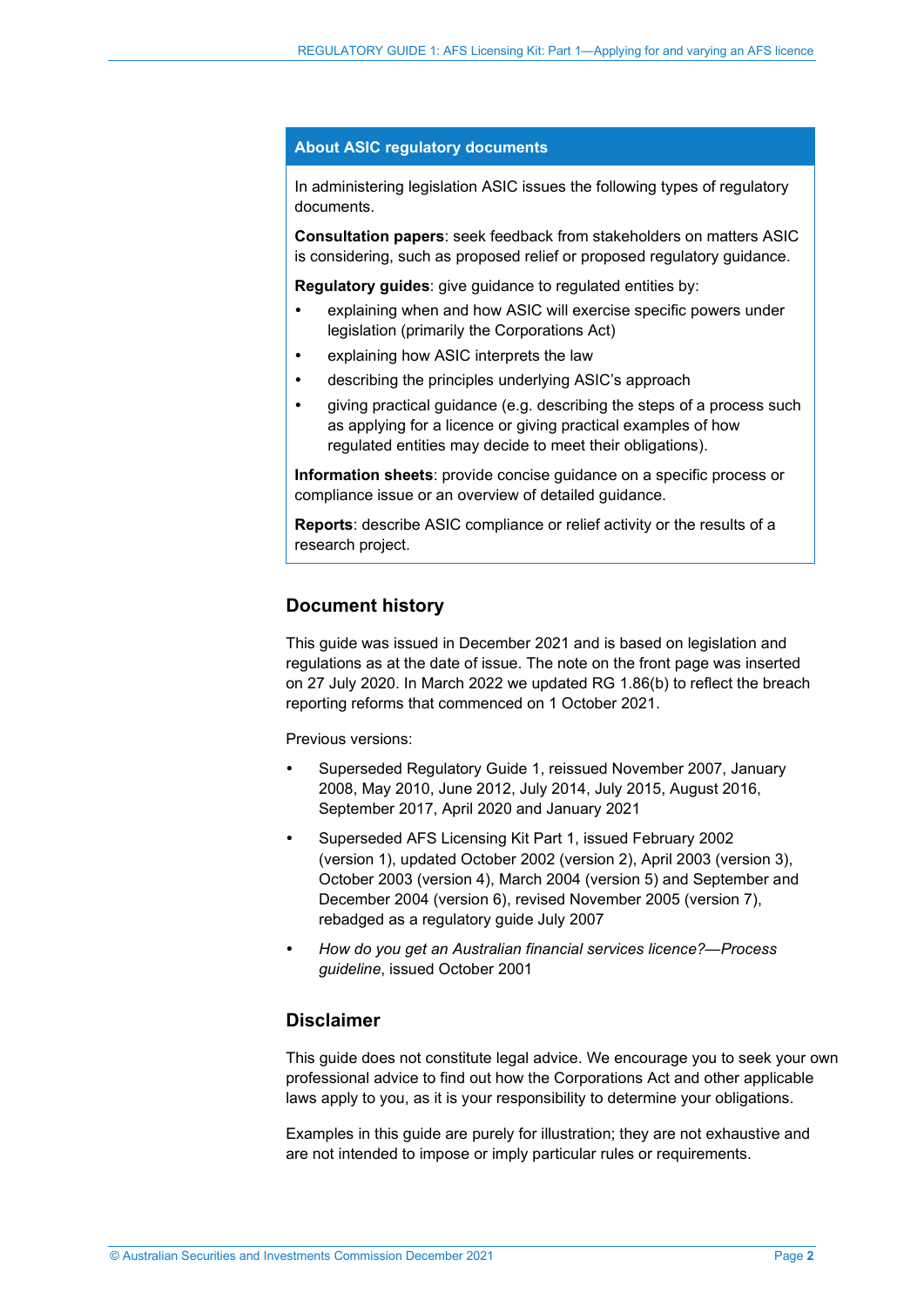## About ASIC regulatory documents

In administering legislation ASIC issues the following types of regulatory documents.

**Consultation papers**: seek feedback from stakeholders on matters ASIC is considering, such as proposed relief or proposed regulatory guidance.

**Regulatory guides**: give guidance to regulated entities by:

- explaining when and how ASIC will exercise specific powers under legislation (primarily the Corporations Act)
- explaining how ASIC interprets the law
- describing the principles underlying ASIC's approach
- giving practical guidance (e.g. describing the steps of a process such as applying for a licence or giving practical examples of how regulated entities may decide to meet their obligations).

**Information sheets**: provide concise guidance on a specific process or compliance issue or an overview of detailed guidance.

**Reports**: describe ASIC compliance or relief activity or the results of a research project.

## Document history

This guide was issued in December 2021 and is based on legislation and regulations as at the date of issue. The note on the front page was inserted on 27 July 2020. In March 2022 we updated RG 1.86(b) to reflect the breach reporting reforms that commenced on 1 October 2021.

Previous versions:

- Superseded Regulatory Guide 1, reissued November 2007, January 2008, May 2010, June 2012, July 2014, July 2015, August 2016, September 2017, April 2020 and January 2021
- Superseded AFS Licensing Kit Part 1, issued February 2002 (version 1), updated October 2002 (version 2), April 2003 (version 3), October 2003 (version 4), March 2004 (version 5) and September and December 2004 (version 6), revised November 2005 (version 7), rebadged as a regulatory guide July 2007
- *How do you get an Australian financial services licence?—Process guideline*, issued October 2001

## Disclaimer

This guide does not constitute legal advice. We encourage you to seek your own professional advice to find out how the Corporations Act and other applicable laws apply to you, as it is your responsibility to determine your obligations.

Examples in this guide are purely for illustration; they are not exhaustive and are not intended to impose or imply particular rules or requirements.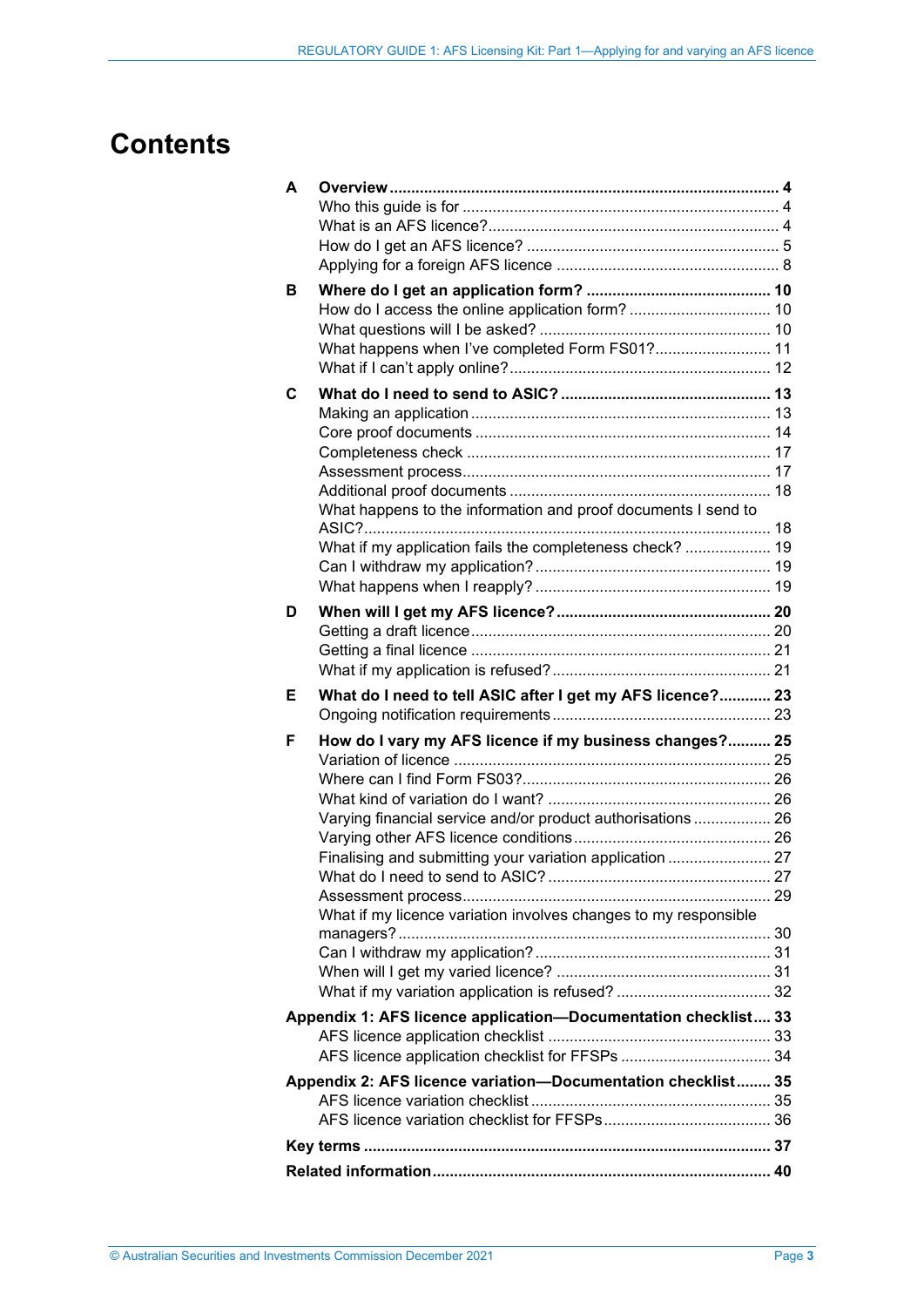# Contents

**A Overview** ........ **4**
- Who this guide is for ........ 4
- What is an AFS licence? ........ 4
- How do I get an AFS licence? ........ 5
- Applying for a foreign AFS licence ........ 8

**B Where do I get an application form?** ........ **10**
- How do I access the online application form? ........ 10
- What questions will I be asked? ........ 10
- What happens when I've completed Form FS01? ........ 11
- What if I can't apply online? ........ 12

**C What do I need to send to ASIC?** ........ **13**
- Making an application ........ 13
- Core proof documents ........ 14
- Completeness check ........ 17
- Assessment process ........ 17
- Additional proof documents ........ 18
- What happens to the information and proof documents I send to ASIC? ........ 18
- What if my application fails the completeness check? ........ 19
- Can I withdraw my application? ........ 19
- What happens when I reapply? ........ 19

**D When will I get my AFS licence?** ........ **20**
- Getting a draft licence ........ 20
- Getting a final licence ........ 21
- What if my application is refused? ........ 21

**E What do I need to tell ASIC after I get my AFS licence?** ........ **23**
- Ongoing notification requirements ........ 23

**F How do I vary my AFS licence if my business changes?** ........ **25**
- Variation of licence ........ 25
- Where can I find Form FS03? ........ 26
- What kind of variation do I want? ........ 26
- Varying financial service and/or product authorisations ........ 26
- Varying other AFS licence conditions ........ 26
- Finalising and submitting your variation application ........ 27
- What do I need to send to ASIC? ........ 27
- Assessment process ........ 29
- What if my licence variation involves changes to my responsible managers? ........ 30
- Can I withdraw my application? ........ 31
- When will I get my varied licence? ........ 31
- What if my variation application is refused? ........ 32

**Appendix 1: AFS licence application—Documentation checklist** ........ **33**
- AFS licence application checklist ........ 33
- AFS licence application checklist for FFSPs ........ 34

**Appendix 2: AFS licence variation—Documentation checklist** ........ **35**
- AFS licence variation checklist ........ 35
- AFS licence variation checklist for FFSPs ........ 36

**Key terms** ........ **37**

**Related information** ........ **40**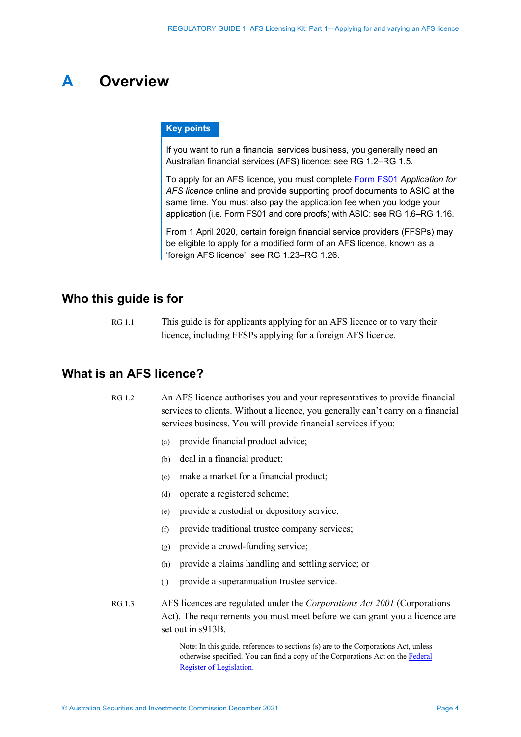# A Overview

**Key points**

If you want to run a financial services business, you generally need an Australian financial services (AFS) licence: see RG 1.2–RG 1.5.

To apply for an AFS licence, you must complete [Form FS01](#) *Application for AFS licence* online and provide supporting proof documents to ASIC at the same time. You must also pay the application fee when you lodge your application (i.e. Form FS01 and core proofs) with ASIC: see RG 1.6–RG 1.16.

From 1 April 2020, certain foreign financial service providers (FFSPs) may be eligible to apply for a modified form of an AFS licence, known as a 'foreign AFS licence': see RG 1.23–RG 1.26.

## Who this guide is for

RG 1.1 This guide is for applicants applying for an AFS licence or to vary their licence, including FFSPs applying for a foreign AFS licence.

## What is an AFS licence?

RG 1.2 An AFS licence authorises you and your representatives to provide financial services to clients. Without a licence, you generally can't carry on a financial services business. You will provide financial services if you:

(a) provide financial product advice;

(b) deal in a financial product;

(c) make a market for a financial product;

(d) operate a registered scheme;

(e) provide a custodial or depository service;

(f) provide traditional trustee company services;

(g) provide a crowd-funding service;

(h) provide a claims handling and settling service; or

(i) provide a superannuation trustee service.

RG 1.3 AFS licences are regulated under the *Corporations Act 2001* (Corporations Act). The requirements you must meet before we can grant you a licence are set out in s913B.

Note: In this guide, references to sections (s) are to the Corporations Act, unless otherwise specified. You can find a copy of the Corporations Act on the [Federal Register of Legislation](#).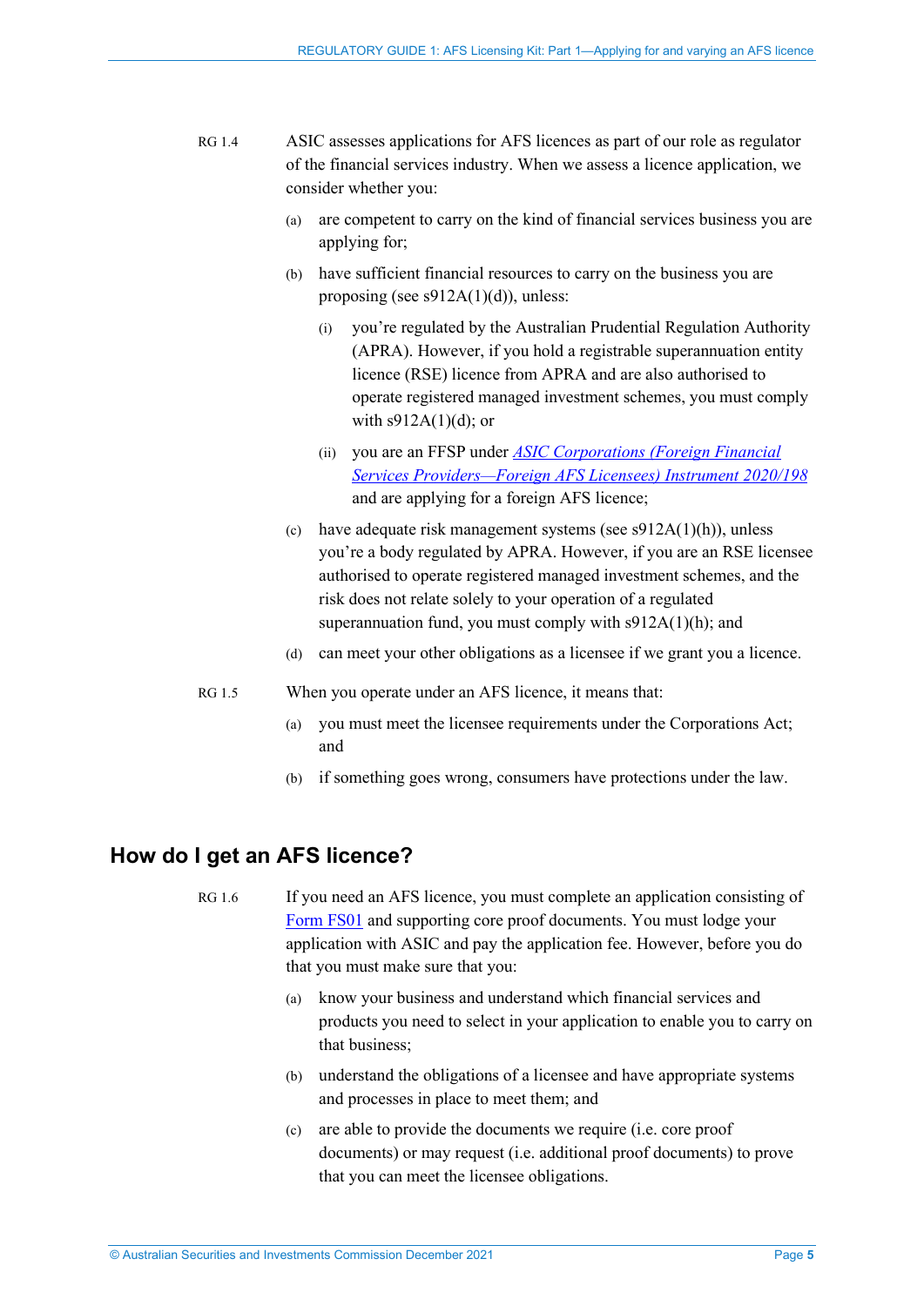RG 1.4 ASIC assesses applications for AFS licences as part of our role as regulator of the financial services industry. When we assess a licence application, we consider whether you:

(a) are competent to carry on the kind of financial services business you are applying for;

(b) have sufficient financial resources to carry on the business you are proposing (see s912A(1)(d)), unless:

 (i) you're regulated by the Australian Prudential Regulation Authority (APRA). However, if you hold a registrable superannuation entity licence (RSE) licence from APRA and are also authorised to operate registered managed investment schemes, you must comply with s912A(1)(d); or

 (ii) you are an FFSP under [*ASIC Corporations (Foreign Financial Services Providers—Foreign AFS Licensees) Instrument 2020/198*]() and are applying for a foreign AFS licence;

(c) have adequate risk management systems (see s912A(1)(h)), unless you're a body regulated by APRA. However, if you are an RSE licensee authorised to operate registered managed investment schemes, and the risk does not relate solely to your operation of a regulated superannuation fund, you must comply with s912A(1)(h); and

(d) can meet your other obligations as a licensee if we grant you a licence.

RG 1.5 When you operate under an AFS licence, it means that:

(a) you must meet the licensee requirements under the Corporations Act; and

(b) if something goes wrong, consumers have protections under the law.

## How do I get an AFS licence?

RG 1.6 If you need an AFS licence, you must complete an application consisting of [Form FS01]() and supporting core proof documents. You must lodge your application with ASIC and pay the application fee. However, before you do that you must make sure that you:

(a) know your business and understand which financial services and products you need to select in your application to enable you to carry on that business;

(b) understand the obligations of a licensee and have appropriate systems and processes in place to meet them; and

(c) are able to provide the documents we require (i.e. core proof documents) or may request (i.e. additional proof documents) to prove that you can meet the licensee obligations.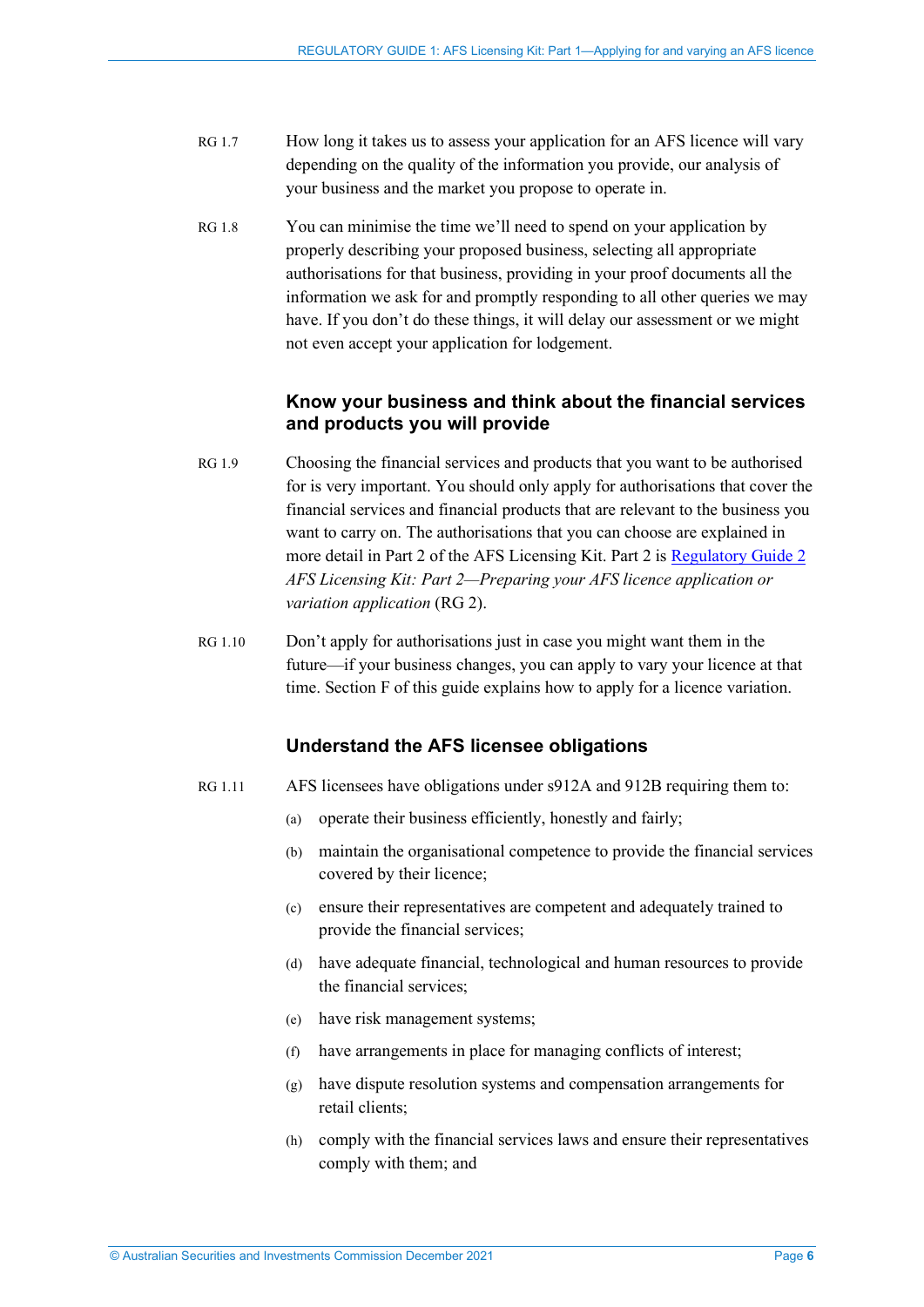RG 1.7 How long it takes us to assess your application for an AFS licence will vary depending on the quality of the information you provide, our analysis of your business and the market you propose to operate in.

RG 1.8 You can minimise the time we'll need to spend on your application by properly describing your proposed business, selecting all appropriate authorisations for that business, providing in your proof documents all the information we ask for and promptly responding to all other queries we may have. If you don't do these things, it will delay our assessment or we might not even accept your application for lodgement.

## Know your business and think about the financial services and products you will provide

RG 1.9 Choosing the financial services and products that you want to be authorised for is very important. You should only apply for authorisations that cover the financial services and financial products that are relevant to the business you want to carry on. The authorisations that you can choose are explained in more detail in Part 2 of the AFS Licensing Kit. Part 2 is [Regulatory Guide 2](#) *AFS Licensing Kit: Part 2—Preparing your AFS licence application or variation application* (RG 2).

RG 1.10 Don't apply for authorisations just in case you might want them in the future—if your business changes, you can apply to vary your licence at that time. Section F of this guide explains how to apply for a licence variation.

## Understand the AFS licensee obligations

RG 1.11 AFS licensees have obligations under s912A and 912B requiring them to:

(a) operate their business efficiently, honestly and fairly;

(b) maintain the organisational competence to provide the financial services covered by their licence;

(c) ensure their representatives are competent and adequately trained to provide the financial services;

(d) have adequate financial, technological and human resources to provide the financial services;

(e) have risk management systems;

(f) have arrangements in place for managing conflicts of interest;

(g) have dispute resolution systems and compensation arrangements for retail clients;

(h) comply with the financial services laws and ensure their representatives comply with them; and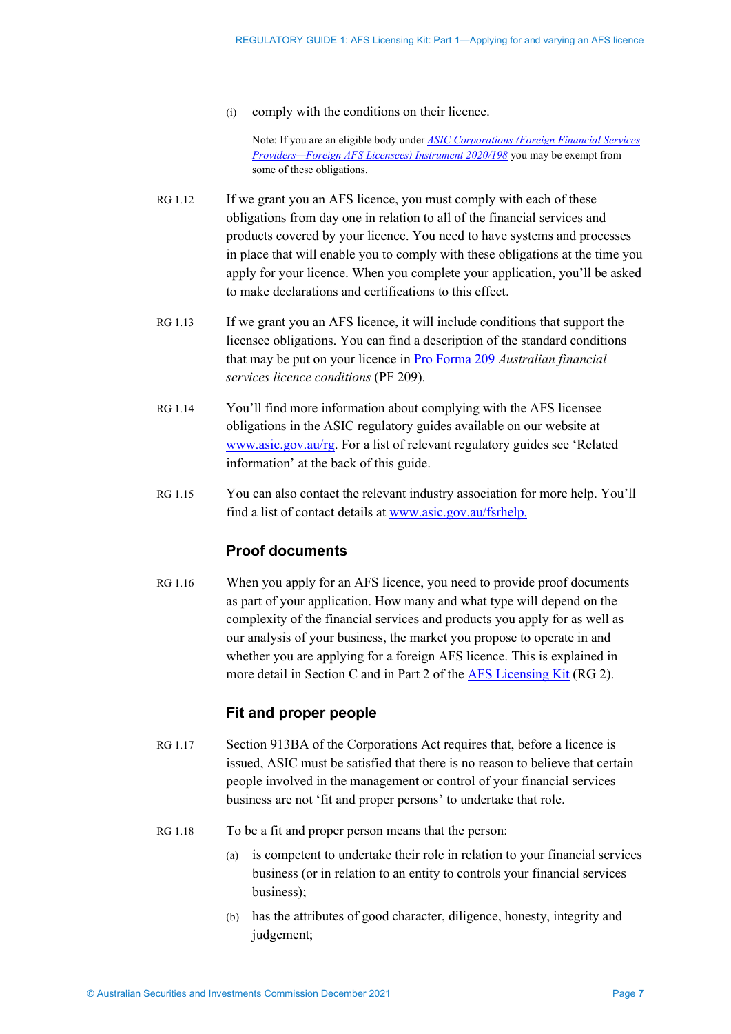(i) comply with the conditions on their licence.

Note: If you are an eligible body under *ASIC Corporations (Foreign Financial Services Providers—Foreign AFS Licensees) Instrument 2020/198* you may be exempt from some of these obligations.

RG 1.12 If we grant you an AFS licence, you must comply with each of these obligations from day one in relation to all of the financial services and products covered by your licence. You need to have systems and processes in place that will enable you to comply with these obligations at the time you apply for your licence. When you complete your application, you'll be asked to make declarations and certifications to this effect.

RG 1.13 If we grant you an AFS licence, it will include conditions that support the licensee obligations. You can find a description of the standard conditions that may be put on your licence in Pro Forma 209 *Australian financial services licence conditions* (PF 209).

RG 1.14 You'll find more information about complying with the AFS licensee obligations in the ASIC regulatory guides available on our website at www.asic.gov.au/rg. For a list of relevant regulatory guides see 'Related information' at the back of this guide.

RG 1.15 You can also contact the relevant industry association for more help. You'll find a list of contact details at www.asic.gov.au/fsrhelp.

### Proof documents

RG 1.16 When you apply for an AFS licence, you need to provide proof documents as part of your application. How many and what type will depend on the complexity of the financial services and products you apply for as well as our analysis of your business, the market you propose to operate in and whether you are applying for a foreign AFS licence. This is explained in more detail in Section C and in Part 2 of the AFS Licensing Kit (RG 2).

### Fit and proper people

RG 1.17 Section 913BA of the Corporations Act requires that, before a licence is issued, ASIC must be satisfied that there is no reason to believe that certain people involved in the management or control of your financial services business are not 'fit and proper persons' to undertake that role.

RG 1.18 To be a fit and proper person means that the person:

(a) is competent to undertake their role in relation to your financial services business (or in relation to an entity to controls your financial services business);

(b) has the attributes of good character, diligence, honesty, integrity and judgement;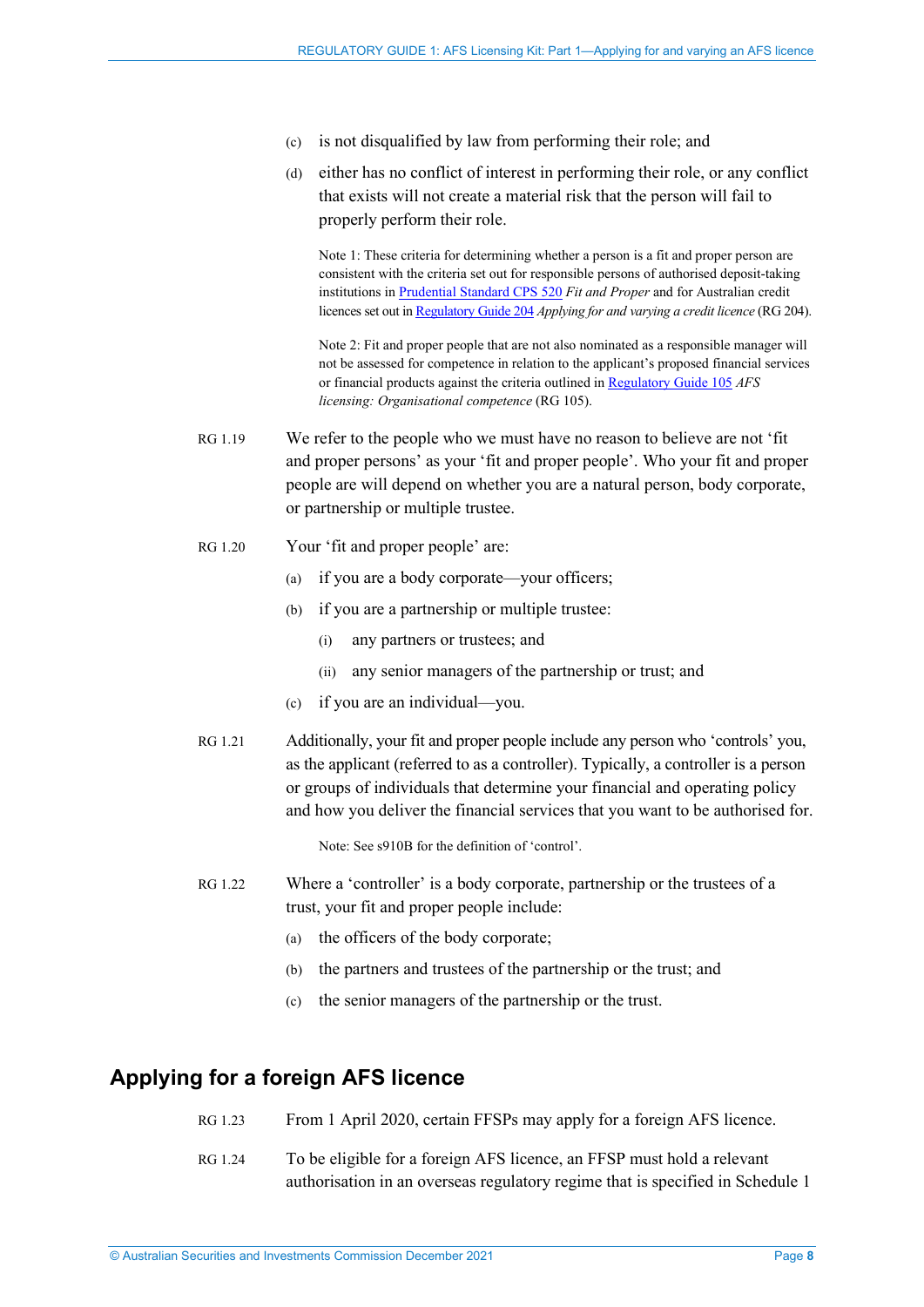(c) is not disqualified by law from performing their role; and

(d) either has no conflict of interest in performing their role, or any conflict that exists will not create a material risk that the person will fail to properly perform their role.

Note 1: These criteria for determining whether a person is a fit and proper person are consistent with the criteria set out for responsible persons of authorised deposit-taking institutions in [Prudential Standard CPS 520](#) *Fit and Proper* and for Australian credit licences set out in [Regulatory Guide 204](#) *Applying for and varying a credit licence* (RG 204).

Note 2: Fit and proper people that are not also nominated as a responsible manager will not be assessed for competence in relation to the applicant's proposed financial services or financial products against the criteria outlined in [Regulatory Guide 105](#) *AFS licensing: Organisational competence* (RG 105).

RG 1.19 We refer to the people who we must have no reason to believe are not 'fit and proper persons' as your 'fit and proper people'. Who your fit and proper people are will depend on whether you are a natural person, body corporate, or partnership or multiple trustee.

RG 1.20 Your 'fit and proper people' are:

(a) if you are a body corporate—your officers;

(b) if you are a partnership or multiple trustee:

  (i) any partners or trustees; and

  (ii) any senior managers of the partnership or trust; and

(c) if you are an individual—you.

RG 1.21 Additionally, your fit and proper people include any person who 'controls' you, as the applicant (referred to as a controller). Typically, a controller is a person or groups of individuals that determine your financial and operating policy and how you deliver the financial services that you want to be authorised for.

Note: See s910B for the definition of 'control'.

RG 1.22 Where a 'controller' is a body corporate, partnership or the trustees of a trust, your fit and proper people include:

(a) the officers of the body corporate;

(b) the partners and trustees of the partnership or the trust; and

(c) the senior managers of the partnership or the trust.

## Applying for a foreign AFS licence

RG 1.23 From 1 April 2020, certain FFSPs may apply for a foreign AFS licence.

RG 1.24 To be eligible for a foreign AFS licence, an FFSP must hold a relevant authorisation in an overseas regulatory regime that is specified in Schedule 1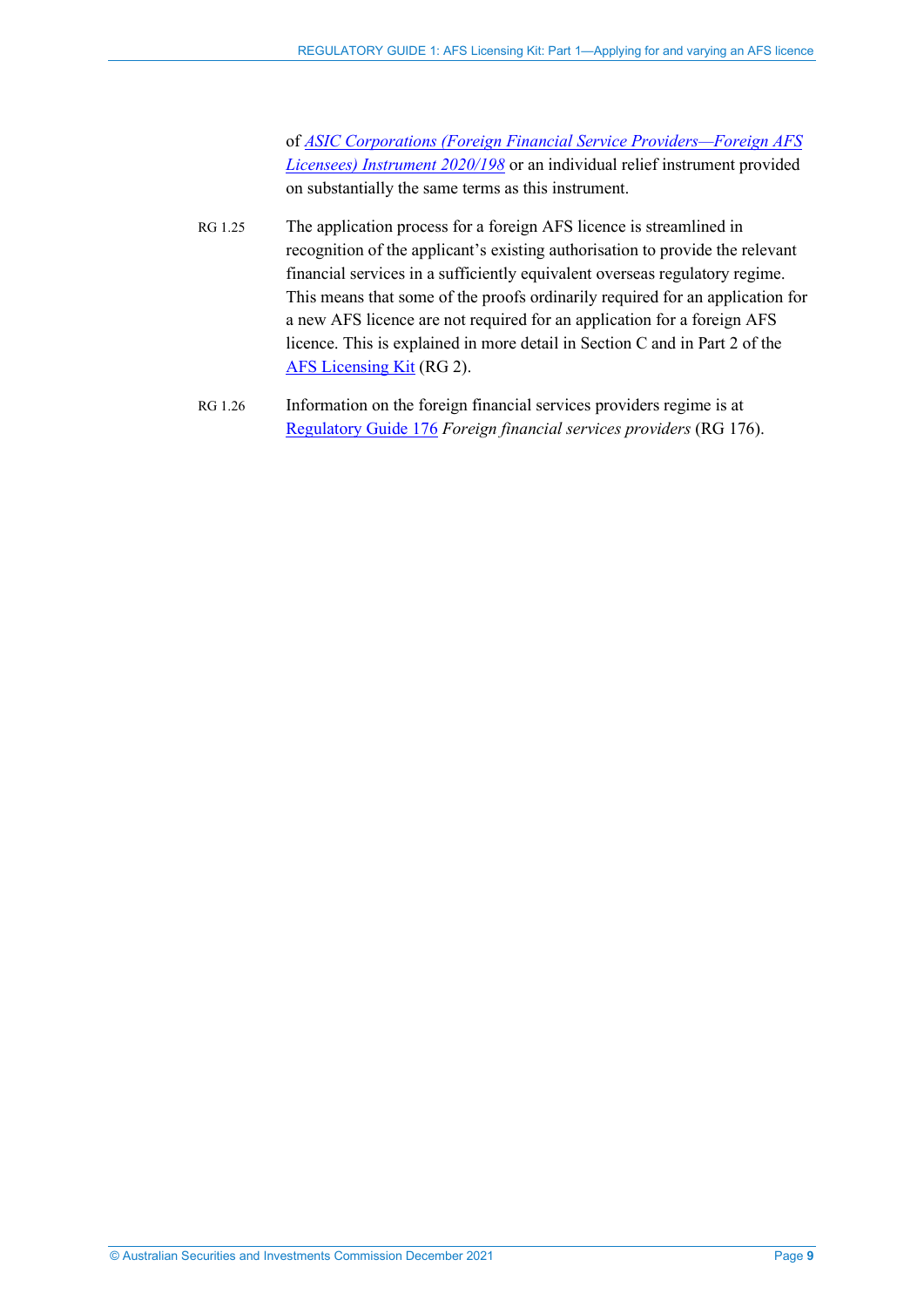of *ASIC Corporations (Foreign Financial Service Providers—Foreign AFS Licensees) Instrument 2020/198* or an individual relief instrument provided on substantially the same terms as this instrument.

RG 1.25 The application process for a foreign AFS licence is streamlined in recognition of the applicant's existing authorisation to provide the relevant financial services in a sufficiently equivalent overseas regulatory regime. This means that some of the proofs ordinarily required for an application for a new AFS licence are not required for an application for a foreign AFS licence. This is explained in more detail in Section C and in Part 2 of the AFS Licensing Kit (RG 2).

RG 1.26 Information on the foreign financial services providers regime is at Regulatory Guide 176 *Foreign financial services providers* (RG 176).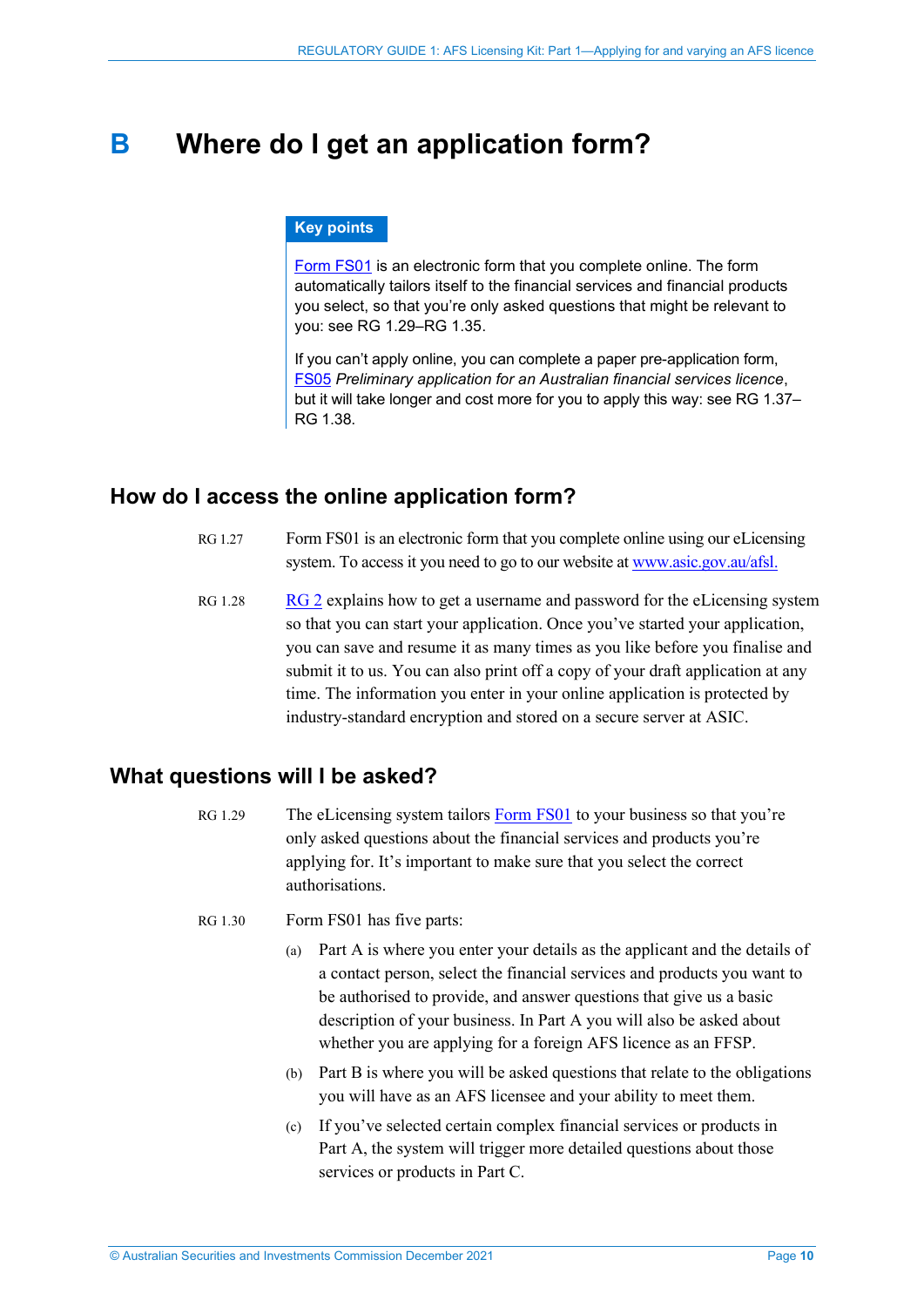# B Where do I get an application form?

**Key points**

Form FS01 is an electronic form that you complete online. The form automatically tailors itself to the financial services and financial products you select, so that you're only asked questions that might be relevant to you: see RG 1.29–RG 1.35.

If you can't apply online, you can complete a paper pre-application form, FS05 *Preliminary application for an Australian financial services licence*, but it will take longer and cost more for you to apply this way: see RG 1.37–RG 1.38.

## How do I access the online application form?

RG 1.27 Form FS01 is an electronic form that you complete online using our eLicensing system. To access it you need to go to our website at www.asic.gov.au/afsl.

RG 1.28 RG 2 explains how to get a username and password for the eLicensing system so that you can start your application. Once you've started your application, you can save and resume it as many times as you like before you finalise and submit it to us. You can also print off a copy of your draft application at any time. The information you enter in your online application is protected by industry-standard encryption and stored on a secure server at ASIC.

## What questions will I be asked?

RG 1.29 The eLicensing system tailors Form FS01 to your business so that you're only asked questions about the financial services and products you're applying for. It's important to make sure that you select the correct authorisations.

RG 1.30 Form FS01 has five parts:

(a) Part A is where you enter your details as the applicant and the details of a contact person, select the financial services and products you want to be authorised to provide, and answer questions that give us a basic description of your business. In Part A you will also be asked about whether you are applying for a foreign AFS licence as an FFSP.

(b) Part B is where you will be asked questions that relate to the obligations you will have as an AFS licensee and your ability to meet them.

(c) If you've selected certain complex financial services or products in Part A, the system will trigger more detailed questions about those services or products in Part C.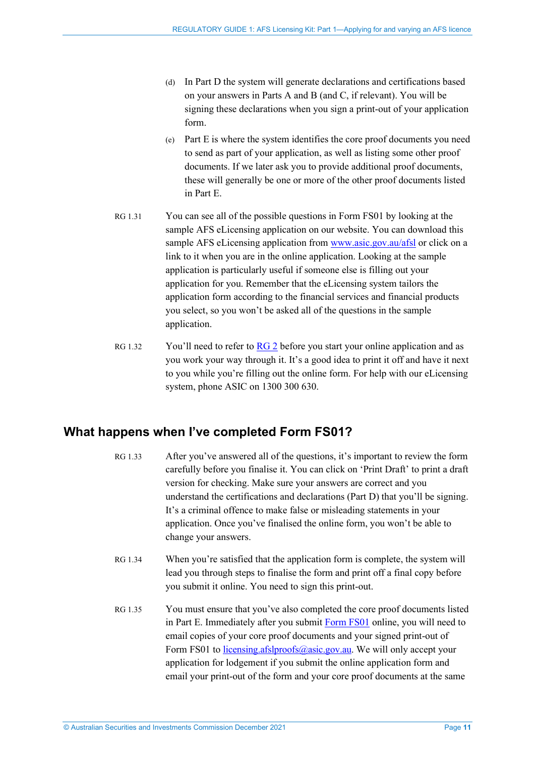(d) In Part D the system will generate declarations and certifications based on your answers in Parts A and B (and C, if relevant). You will be signing these declarations when you sign a print-out of your application form.

(e) Part E is where the system identifies the core proof documents you need to send as part of your application, as well as listing some other proof documents. If we later ask you to provide additional proof documents, these will generally be one or more of the other proof documents listed in Part E.

RG 1.31 You can see all of the possible questions in Form FS01 by looking at the sample AFS eLicensing application on our website. You can download this sample AFS eLicensing application from www.asic.gov.au/afsl or click on a link to it when you are in the online application. Looking at the sample application is particularly useful if someone else is filling out your application for you. Remember that the eLicensing system tailors the application form according to the financial services and financial products you select, so you won't be asked all of the questions in the sample application.

RG 1.32 You'll need to refer to RG 2 before you start your online application and as you work your way through it. It's a good idea to print it off and have it next to you while you're filling out the online form. For help with our eLicensing system, phone ASIC on 1300 300 630.

## What happens when I've completed Form FS01?

RG 1.33 After you've answered all of the questions, it's important to review the form carefully before you finalise it. You can click on 'Print Draft' to print a draft version for checking. Make sure your answers are correct and you understand the certifications and declarations (Part D) that you'll be signing. It's a criminal offence to make false or misleading statements in your application. Once you've finalised the online form, you won't be able to change your answers.

RG 1.34 When you're satisfied that the application form is complete, the system will lead you through steps to finalise the form and print off a final copy before you submit it online. You need to sign this print-out.

RG 1.35 You must ensure that you've also completed the core proof documents listed in Part E. Immediately after you submit Form FS01 online, you will need to email copies of your core proof documents and your signed print-out of Form FS01 to licensing.afslproofs@asic.gov.au. We will only accept your application for lodgement if you submit the online application form and email your print-out of the form and your core proof documents at the same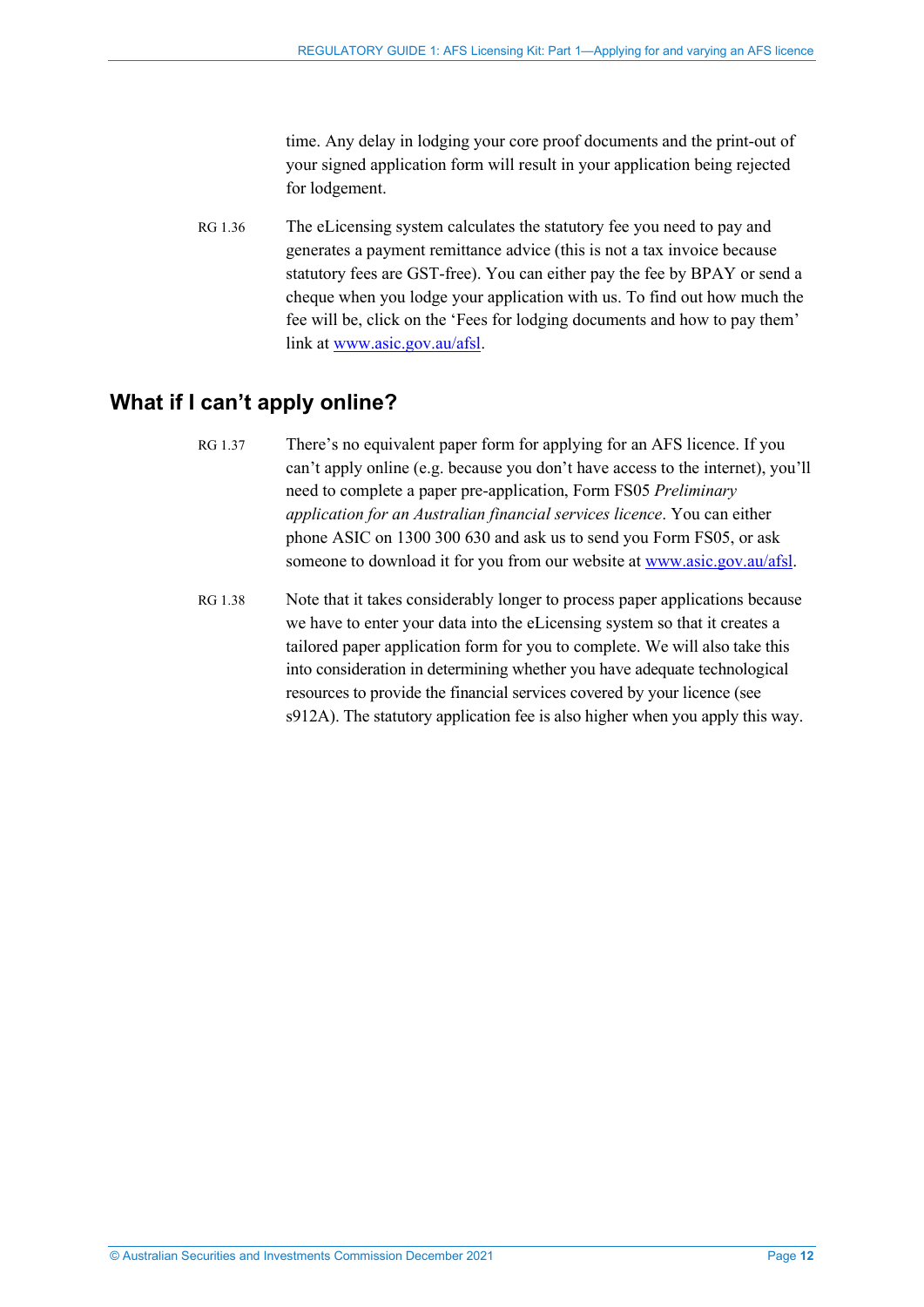time. Any delay in lodging your core proof documents and the print-out of your signed application form will result in your application being rejected for lodgement.

RG 1.36 The eLicensing system calculates the statutory fee you need to pay and generates a payment remittance advice (this is not a tax invoice because statutory fees are GST-free). You can either pay the fee by BPAY or send a cheque when you lodge your application with us. To find out how much the fee will be, click on the 'Fees for lodging documents and how to pay them' link at www.asic.gov.au/afsl.

## What if I can't apply online?

RG 1.37 There's no equivalent paper form for applying for an AFS licence. If you can't apply online (e.g. because you don't have access to the internet), you'll need to complete a paper pre-application, Form FS05 *Preliminary application for an Australian financial services licence*. You can either phone ASIC on 1300 300 630 and ask us to send you Form FS05, or ask someone to download it for you from our website at www.asic.gov.au/afsl.

RG 1.38 Note that it takes considerably longer to process paper applications because we have to enter your data into the eLicensing system so that it creates a tailored paper application form for you to complete. We will also take this into consideration in determining whether you have adequate technological resources to provide the financial services covered by your licence (see s912A). The statutory application fee is also higher when you apply this way.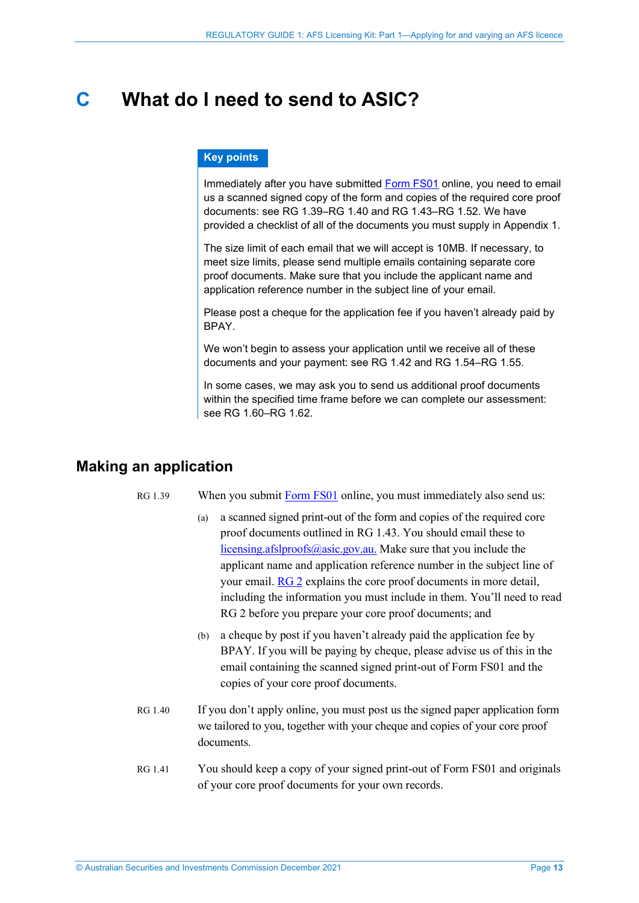# C What do I need to send to ASIC?

**Key points**

Immediately after you have submitted Form FS01 online, you need to email us a scanned signed copy of the form and copies of the required core proof documents: see RG 1.39–RG 1.40 and RG 1.43–RG 1.52. We have provided a checklist of all of the documents you must supply in Appendix 1.

The size limit of each email that we will accept is 10MB. If necessary, to meet size limits, please send multiple emails containing separate core proof documents. Make sure that you include the applicant name and application reference number in the subject line of your email.

Please post a cheque for the application fee if you haven't already paid by BPAY.

We won't begin to assess your application until we receive all of these documents and your payment: see RG 1.42 and RG 1.54–RG 1.55.

In some cases, we may ask you to send us additional proof documents within the specified time frame before we can complete our assessment: see RG 1.60–RG 1.62.

## Making an application

RG 1.39 When you submit Form FS01 online, you must immediately also send us:

(a) a scanned signed print-out of the form and copies of the required core proof documents outlined in RG 1.43. You should email these to licensing.afslproofs@asic.gov.au. Make sure that you include the applicant name and application reference number in the subject line of your email. RG 2 explains the core proof documents in more detail, including the information you must include in them. You'll need to read RG 2 before you prepare your core proof documents; and

(b) a cheque by post if you haven't already paid the application fee by BPAY. If you will be paying by cheque, please advise us of this in the email containing the scanned signed print-out of Form FS01 and the copies of your core proof documents.

RG 1.40 If you don't apply online, you must post us the signed paper application form we tailored to you, together with your cheque and copies of your core proof documents.

RG 1.41 You should keep a copy of your signed print-out of Form FS01 and originals of your core proof documents for your own records.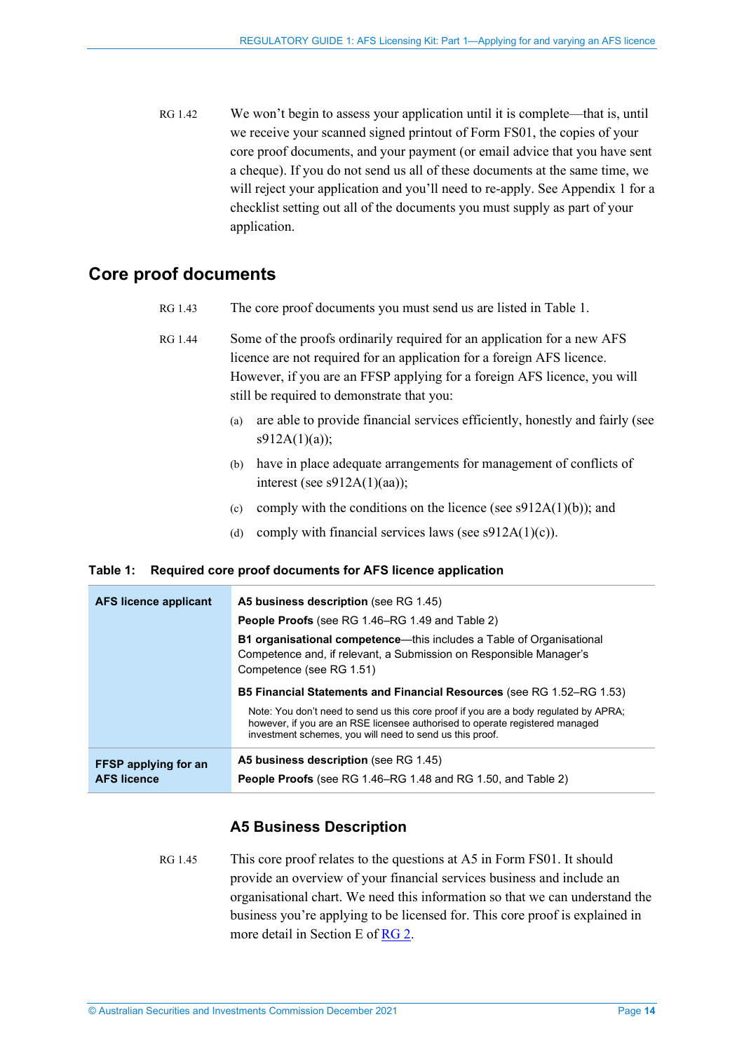RG 1.42 We won't begin to assess your application until it is complete—that is, until we receive your scanned signed printout of Form FS01, the copies of your core proof documents, and your payment (or email advice that you have sent a cheque). If you do not send us all of these documents at the same time, we will reject your application and you'll need to re-apply. See Appendix 1 for a checklist setting out all of the documents you must supply as part of your application.

## Core proof documents

RG 1.43 The core proof documents you must send us are listed in Table 1.

RG 1.44 Some of the proofs ordinarily required for an application for a new AFS licence are not required for an application for a foreign AFS licence. However, if you are an FFSP applying for a foreign AFS licence, you will still be required to demonstrate that you:

(a) are able to provide financial services efficiently, honestly and fairly (see s912A(1)(a));

(b) have in place adequate arrangements for management of conflicts of interest (see s912A(1)(aa));

(c) comply with the conditions on the licence (see s912A(1)(b)); and

(d) comply with financial services laws (see s912A(1)(c)).

**Table 1: Required core proof documents for AFS licence application**

| | |
|---|---|
| **AFS licence applicant** | **A5 business description** (see RG 1.45)<br>**People Proofs** (see RG 1.46–RG 1.49 and Table 2)<br>**B1 organisational competence**—this includes a Table of Organisational Competence and, if relevant, a Submission on Responsible Manager's Competence (see RG 1.51)<br>**B5 Financial Statements and Financial Resources** (see RG 1.52–RG 1.53)<br>Note: You don't need to send us this core proof if you are a body regulated by APRA; however, if you are an RSE licensee authorised to operate registered managed investment schemes, you will need to send us this proof. |
| **FFSP applying for an AFS licence** | **A5 business description** (see RG 1.45)<br>**People Proofs** (see RG 1.46–RG 1.48 and RG 1.50, and Table 2) |

### A5 Business Description

RG 1.45 This core proof relates to the questions at A5 in Form FS01. It should provide an overview of your financial services business and include an organisational chart. We need this information so that we can understand the business you're applying to be licensed for. This core proof is explained in more detail in Section E of RG 2.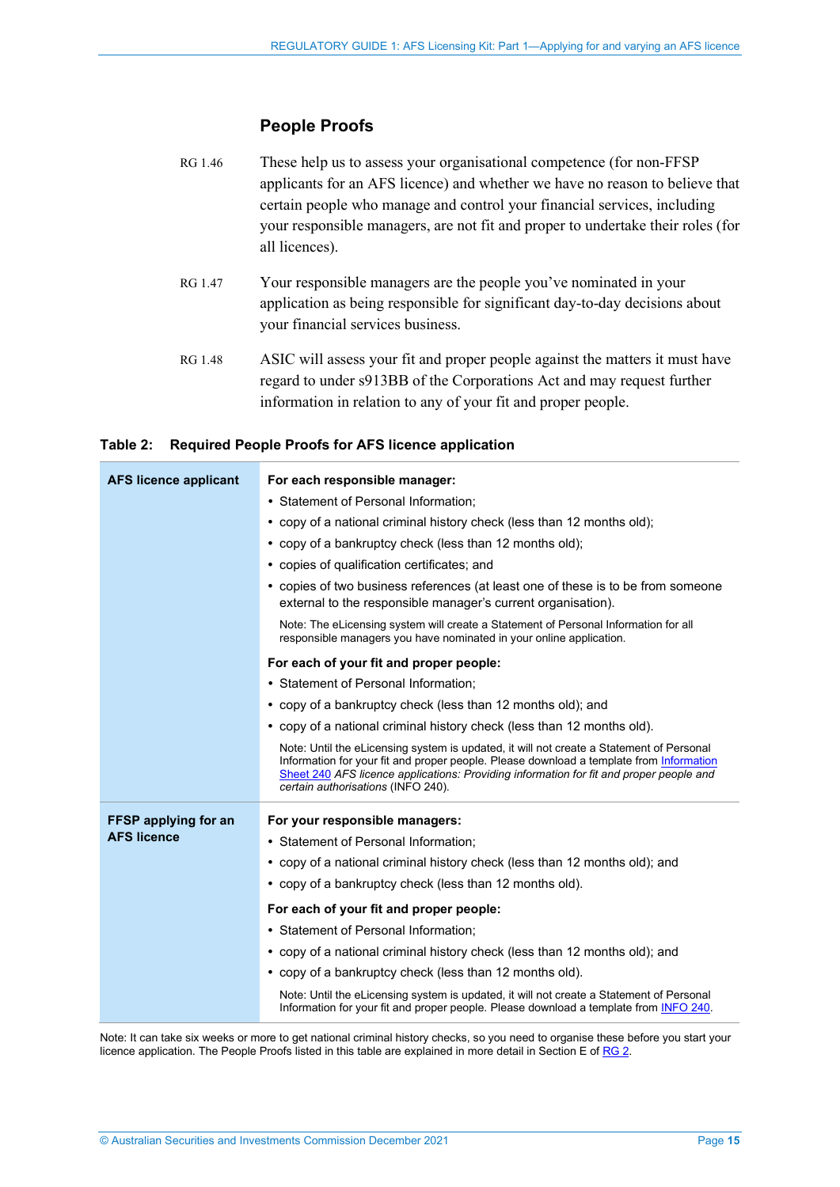## People Proofs

RG 1.46 These help us to assess your organisational competence (for non-FFSP applicants for an AFS licence) and whether we have no reason to believe that certain people who manage and control your financial services, including your responsible managers, are not fit and proper to undertake their roles (for all licences).

RG 1.47 Your responsible managers are the people you've nominated in your application as being responsible for significant day-to-day decisions about your financial services business.

RG 1.48 ASIC will assess your fit and proper people against the matters it must have regard to under s913BB of the Corporations Act and may request further information in relation to any of your fit and proper people.

**Table 2: Required People Proofs for AFS licence application**

| | |
|---|---|
| **AFS licence applicant** | **For each responsible manager:**<br>• Statement of Personal Information;<br>• copy of a national criminal history check (less than 12 months old);<br>• copy of a bankruptcy check (less than 12 months old);<br>• copies of qualification certificates; and<br>• copies of two business references (at least one of these is to be from someone external to the responsible manager's current organisation).<br>Note: The eLicensing system will create a Statement of Personal Information for all responsible managers you have nominated in your online application.<br>**For each of your fit and proper people:**<br>• Statement of Personal Information;<br>• copy of a bankruptcy check (less than 12 months old); and<br>• copy of a national criminal history check (less than 12 months old).<br>Note: Until the eLicensing system is updated, it will not create a Statement of Personal Information for your fit and proper people. Please download a template from Information Sheet 240 *AFS licence applications: Providing information for fit and proper people and certain authorisations* (INFO 240). |
| **FFSP applying for an AFS licence** | **For your responsible managers:**<br>• Statement of Personal Information;<br>• copy of a national criminal history check (less than 12 months old); and<br>• copy of a bankruptcy check (less than 12 months old).<br>**For each of your fit and proper people:**<br>• Statement of Personal Information;<br>• copy of a national criminal history check (less than 12 months old); and<br>• copy of a bankruptcy check (less than 12 months old).<br>Note: Until the eLicensing system is updated, it will not create a Statement of Personal Information for your fit and proper people. Please download a template from INFO 240. |

Note: It can take six weeks or more to get national criminal history checks, so you need to organise these before you start your licence application. The People Proofs listed in this table are explained in more detail in Section E of RG 2.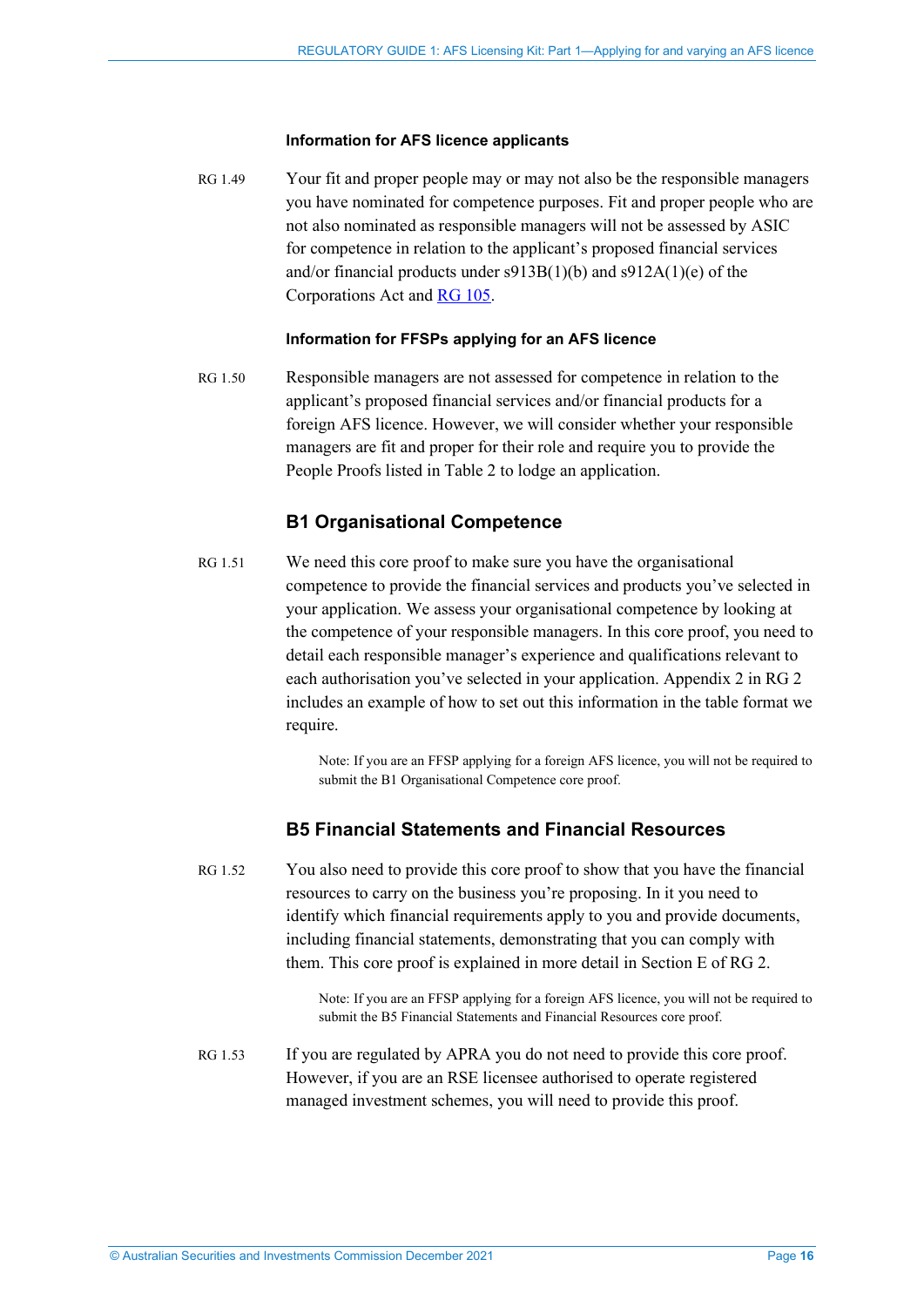#### Information for AFS licence applicants

RG 1.49 Your fit and proper people may or may not also be the responsible managers you have nominated for competence purposes. Fit and proper people who are not also nominated as responsible managers will not be assessed by ASIC for competence in relation to the applicant's proposed financial services and/or financial products under s913B(1)(b) and s912A(1)(e) of the Corporations Act and RG 105.

#### Information for FFSPs applying for an AFS licence

RG 1.50 Responsible managers are not assessed for competence in relation to the applicant's proposed financial services and/or financial products for a foreign AFS licence. However, we will consider whether your responsible managers are fit and proper for their role and require you to provide the People Proofs listed in Table 2 to lodge an application.

### B1 Organisational Competence

RG 1.51 We need this core proof to make sure you have the organisational competence to provide the financial services and products you've selected in your application. We assess your organisational competence by looking at the competence of your responsible managers. In this core proof, you need to detail each responsible manager's experience and qualifications relevant to each authorisation you've selected in your application. Appendix 2 in RG 2 includes an example of how to set out this information in the table format we require.

> Note: If you are an FFSP applying for a foreign AFS licence, you will not be required to submit the B1 Organisational Competence core proof.

### B5 Financial Statements and Financial Resources

RG 1.52 You also need to provide this core proof to show that you have the financial resources to carry on the business you're proposing. In it you need to identify which financial requirements apply to you and provide documents, including financial statements, demonstrating that you can comply with them. This core proof is explained in more detail in Section E of RG 2.

> Note: If you are an FFSP applying for a foreign AFS licence, you will not be required to submit the B5 Financial Statements and Financial Resources core proof.

RG 1.53 If you are regulated by APRA you do not need to provide this core proof. However, if you are an RSE licensee authorised to operate registered managed investment schemes, you will need to provide this proof.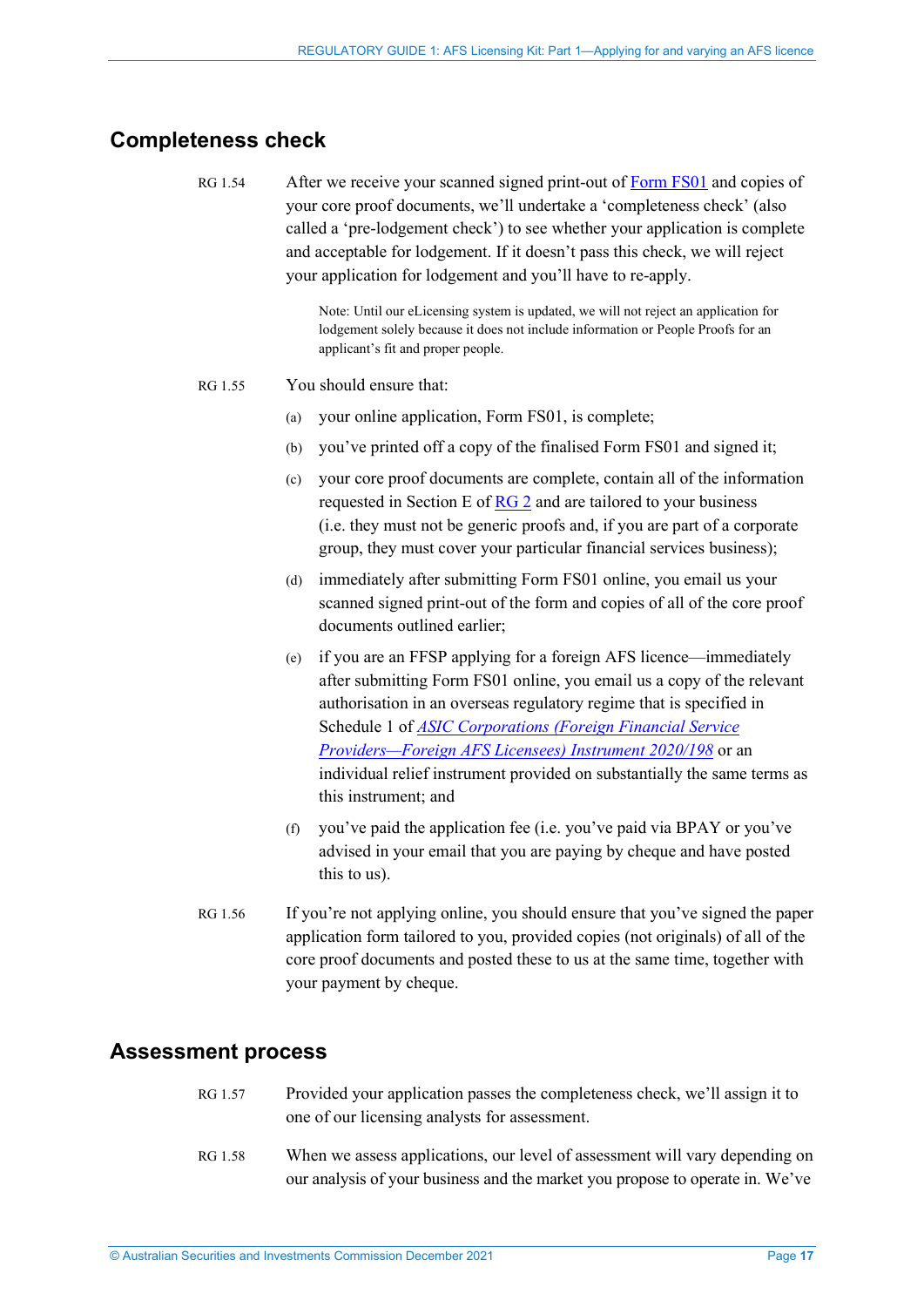## Completeness check

RG 1.54 After we receive your scanned signed print-out of Form FS01 and copies of your core proof documents, we'll undertake a 'completeness check' (also called a 'pre-lodgement check') to see whether your application is complete and acceptable for lodgement. If it doesn't pass this check, we will reject your application for lodgement and you'll have to re-apply.

> Note: Until our eLicensing system is updated, we will not reject an application for lodgement solely because it does not include information or People Proofs for an applicant's fit and proper people.

RG 1.55 You should ensure that:

(a) your online application, Form FS01, is complete;

(b) you've printed off a copy of the finalised Form FS01 and signed it;

(c) your core proof documents are complete, contain all of the information requested in Section E of RG 2 and are tailored to your business (i.e. they must not be generic proofs and, if you are part of a corporate group, they must cover your particular financial services business);

(d) immediately after submitting Form FS01 online, you email us your scanned signed print-out of the form and copies of all of the core proof documents outlined earlier;

(e) if you are an FFSP applying for a foreign AFS licence—immediately after submitting Form FS01 online, you email us a copy of the relevant authorisation in an overseas regulatory regime that is specified in Schedule 1 of *ASIC Corporations (Foreign Financial Service Providers—Foreign AFS Licensees) Instrument 2020/198* or an individual relief instrument provided on substantially the same terms as this instrument; and

(f) you've paid the application fee (i.e. you've paid via BPAY or you've advised in your email that you are paying by cheque and have posted this to us).

RG 1.56 If you're not applying online, you should ensure that you've signed the paper application form tailored to you, provided copies (not originals) of all of the core proof documents and posted these to us at the same time, together with your payment by cheque.

## Assessment process

RG 1.57 Provided your application passes the completeness check, we'll assign it to one of our licensing analysts for assessment.

RG 1.58 When we assess applications, our level of assessment will vary depending on our analysis of your business and the market you propose to operate in. We've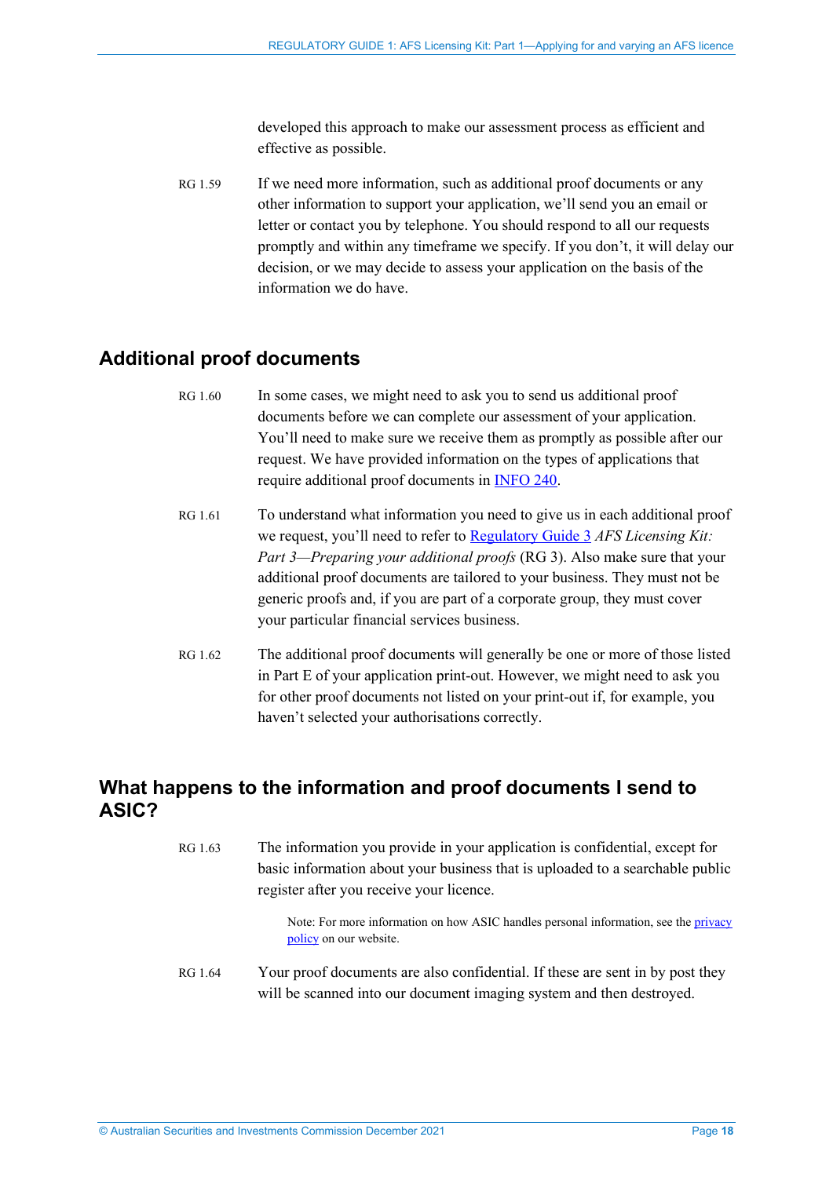developed this approach to make our assessment process as efficient and effective as possible.

RG 1.59 If we need more information, such as additional proof documents or any other information to support your application, we'll send you an email or letter or contact you by telephone. You should respond to all our requests promptly and within any timeframe we specify. If you don't, it will delay our decision, or we may decide to assess your application on the basis of the information we do have.

## Additional proof documents

RG 1.60 In some cases, we might need to ask you to send us additional proof documents before we can complete our assessment of your application. You'll need to make sure we receive them as promptly as possible after our request. We have provided information on the types of applications that require additional proof documents in INFO 240.

RG 1.61 To understand what information you need to give us in each additional proof we request, you'll need to refer to Regulatory Guide 3 *AFS Licensing Kit: Part 3—Preparing your additional proofs* (RG 3). Also make sure that your additional proof documents are tailored to your business. They must not be generic proofs and, if you are part of a corporate group, they must cover your particular financial services business.

RG 1.62 The additional proof documents will generally be one or more of those listed in Part E of your application print-out. However, we might need to ask you for other proof documents not listed on your print-out if, for example, you haven't selected your authorisations correctly.

## What happens to the information and proof documents I send to ASIC?

RG 1.63 The information you provide in your application is confidential, except for basic information about your business that is uploaded to a searchable public register after you receive your licence.

> Note: For more information on how ASIC handles personal information, see the privacy policy on our website.

RG 1.64 Your proof documents are also confidential. If these are sent in by post they will be scanned into our document imaging system and then destroyed.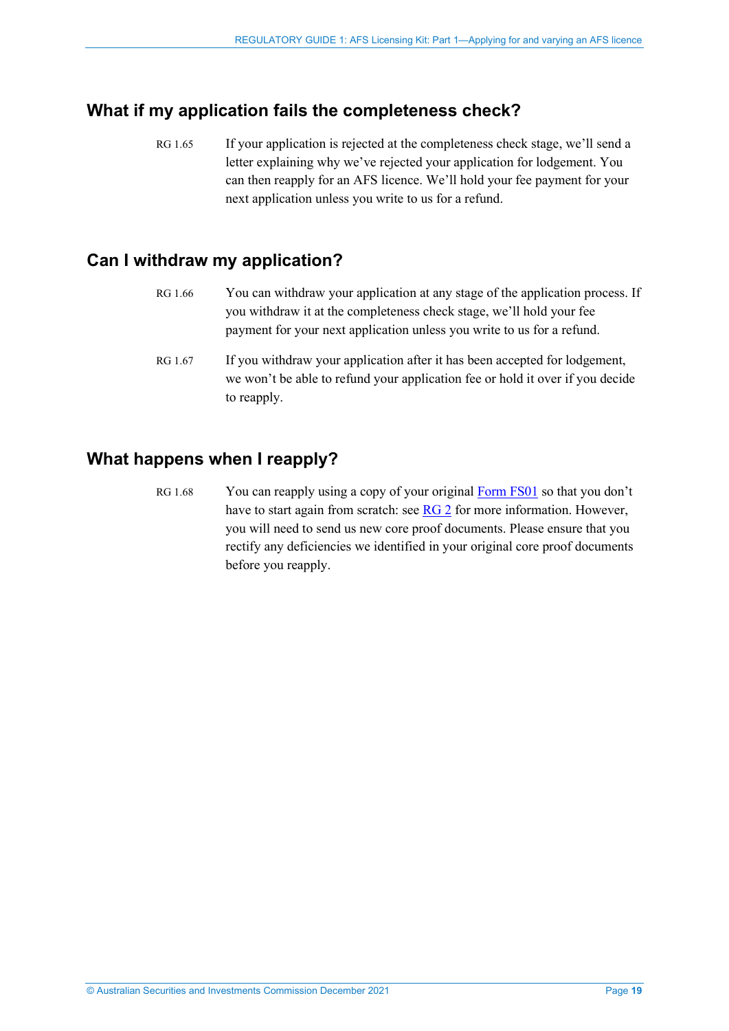## What if my application fails the completeness check?

RG 1.65 If your application is rejected at the completeness check stage, we'll send a letter explaining why we've rejected your application for lodgement. You can then reapply for an AFS licence. We'll hold your fee payment for your next application unless you write to us for a refund.

## Can I withdraw my application?

RG 1.66 You can withdraw your application at any stage of the application process. If you withdraw it at the completeness check stage, we'll hold your fee payment for your next application unless you write to us for a refund.

RG 1.67 If you withdraw your application after it has been accepted for lodgement, we won't be able to refund your application fee or hold it over if you decide to reapply.

## What happens when I reapply?

RG 1.68 You can reapply using a copy of your original Form FS01 so that you don't have to start again from scratch: see RG 2 for more information. However, you will need to send us new core proof documents. Please ensure that you rectify any deficiencies we identified in your original core proof documents before you reapply.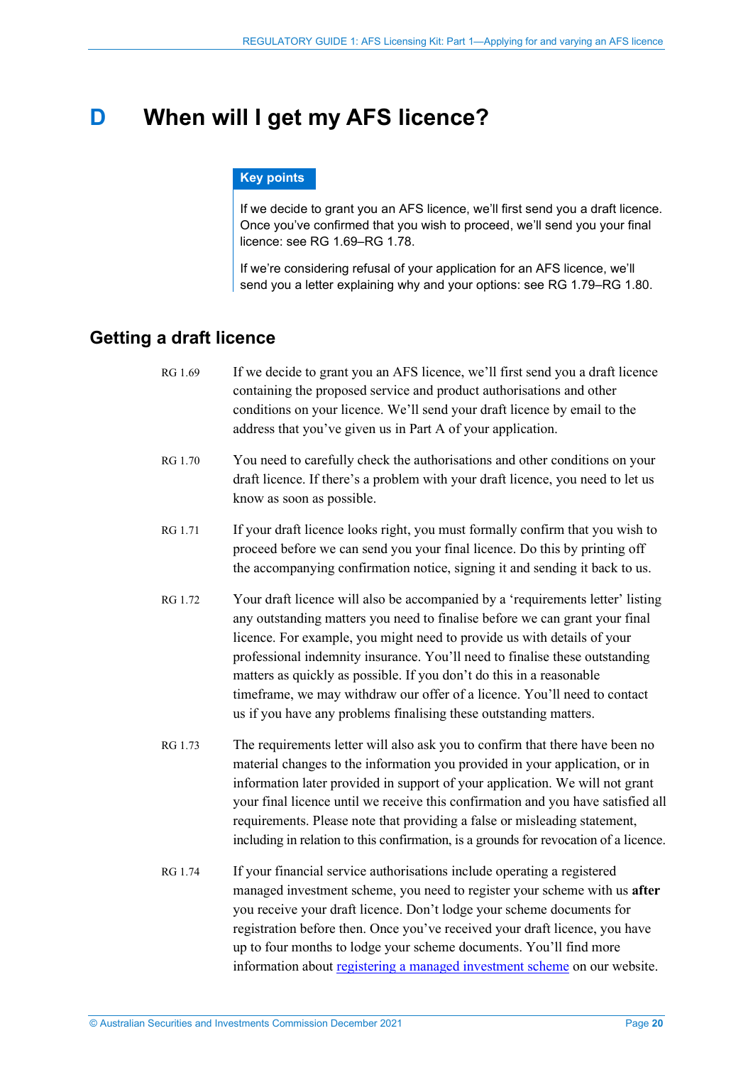# D When will I get my AFS licence?

**Key points**

If we decide to grant you an AFS licence, we'll first send you a draft licence. Once you've confirmed that you wish to proceed, we'll send you your final licence: see RG 1.69–RG 1.78.

If we're considering refusal of your application for an AFS licence, we'll send you a letter explaining why and your options: see RG 1.79–RG 1.80.

## Getting a draft licence

RG 1.69 If we decide to grant you an AFS licence, we'll first send you a draft licence containing the proposed service and product authorisations and other conditions on your licence. We'll send your draft licence by email to the address that you've given us in Part A of your application.

RG 1.70 You need to carefully check the authorisations and other conditions on your draft licence. If there's a problem with your draft licence, you need to let us know as soon as possible.

RG 1.71 If your draft licence looks right, you must formally confirm that you wish to proceed before we can send you your final licence. Do this by printing off the accompanying confirmation notice, signing it and sending it back to us.

RG 1.72 Your draft licence will also be accompanied by a 'requirements letter' listing any outstanding matters you need to finalise before we can grant your final licence. For example, you might need to provide us with details of your professional indemnity insurance. You'll need to finalise these outstanding matters as quickly as possible. If you don't do this in a reasonable timeframe, we may withdraw our offer of a licence. You'll need to contact us if you have any problems finalising these outstanding matters.

RG 1.73 The requirements letter will also ask you to confirm that there have been no material changes to the information you provided in your application, or in information later provided in support of your application. We will not grant your final licence until we receive this confirmation and you have satisfied all requirements. Please note that providing a false or misleading statement, including in relation to this confirmation, is a grounds for revocation of a licence.

RG 1.74 If your financial service authorisations include operating a registered managed investment scheme, you need to register your scheme with us **after** you receive your draft licence. Don't lodge your scheme documents for registration before then. Once you've received your draft licence, you have up to four months to lodge your scheme documents. You'll find more information about registering a managed investment scheme on our website.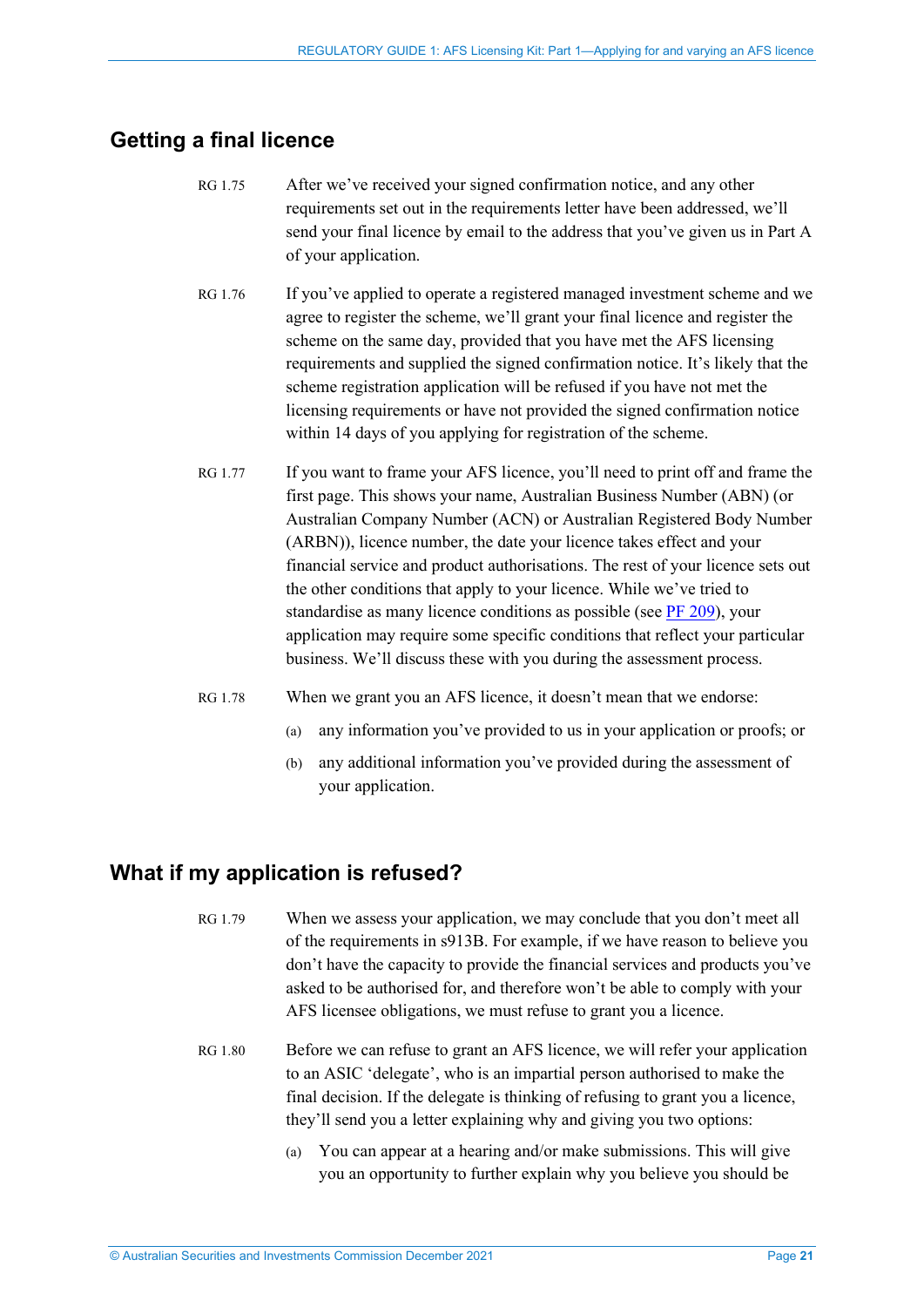## Getting a final licence

RG 1.75 After we've received your signed confirmation notice, and any other requirements set out in the requirements letter have been addressed, we'll send your final licence by email to the address that you've given us in Part A of your application.

RG 1.76 If you've applied to operate a registered managed investment scheme and we agree to register the scheme, we'll grant your final licence and register the scheme on the same day, provided that you have met the AFS licensing requirements and supplied the signed confirmation notice. It's likely that the scheme registration application will be refused if you have not met the licensing requirements or have not provided the signed confirmation notice within 14 days of you applying for registration of the scheme.

RG 1.77 If you want to frame your AFS licence, you'll need to print off and frame the first page. This shows your name, Australian Business Number (ABN) (or Australian Company Number (ACN) or Australian Registered Body Number (ARBN)), licence number, the date your licence takes effect and your financial service and product authorisations. The rest of your licence sets out the other conditions that apply to your licence. While we've tried to standardise as many licence conditions as possible (see PF 209), your application may require some specific conditions that reflect your particular business. We'll discuss these with you during the assessment process.

RG 1.78 When we grant you an AFS licence, it doesn't mean that we endorse:

(a) any information you've provided to us in your application or proofs; or

(b) any additional information you've provided during the assessment of your application.

## What if my application is refused?

RG 1.79 When we assess your application, we may conclude that you don't meet all of the requirements in s913B. For example, if we have reason to believe you don't have the capacity to provide the financial services and products you've asked to be authorised for, and therefore won't be able to comply with your AFS licensee obligations, we must refuse to grant you a licence.

RG 1.80 Before we can refuse to grant an AFS licence, we will refer your application to an ASIC 'delegate', who is an impartial person authorised to make the final decision. If the delegate is thinking of refusing to grant you a licence, they'll send you a letter explaining why and giving you two options:

(a) You can appear at a hearing and/or make submissions. This will give you an opportunity to further explain why you believe you should be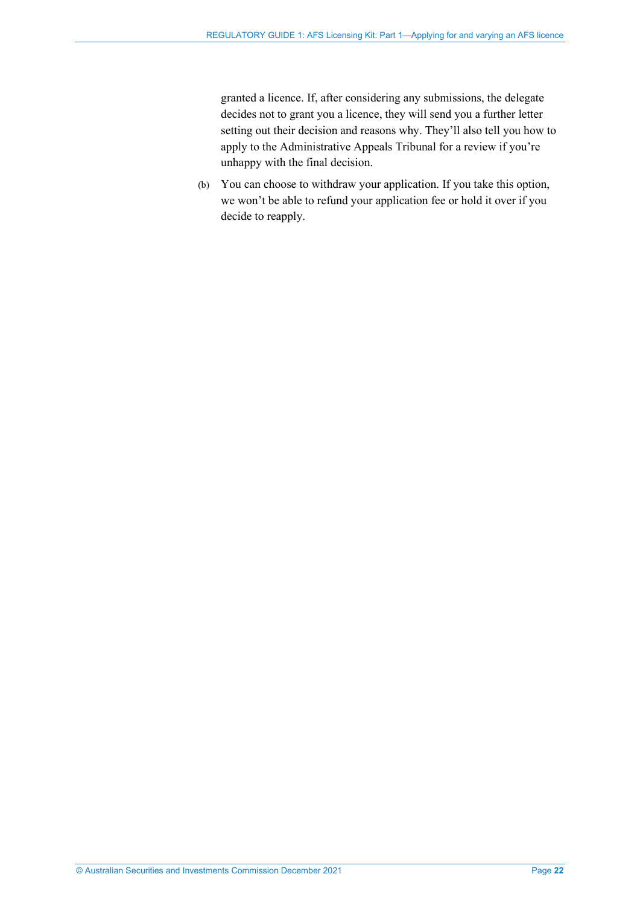granted a licence. If, after considering any submissions, the delegate decides not to grant you a licence, they will send you a further letter setting out their decision and reasons why. They'll also tell you how to apply to the Administrative Appeals Tribunal for a review if you're unhappy with the final decision.

(b) You can choose to withdraw your application. If you take this option, we won't be able to refund your application fee or hold it over if you decide to reapply.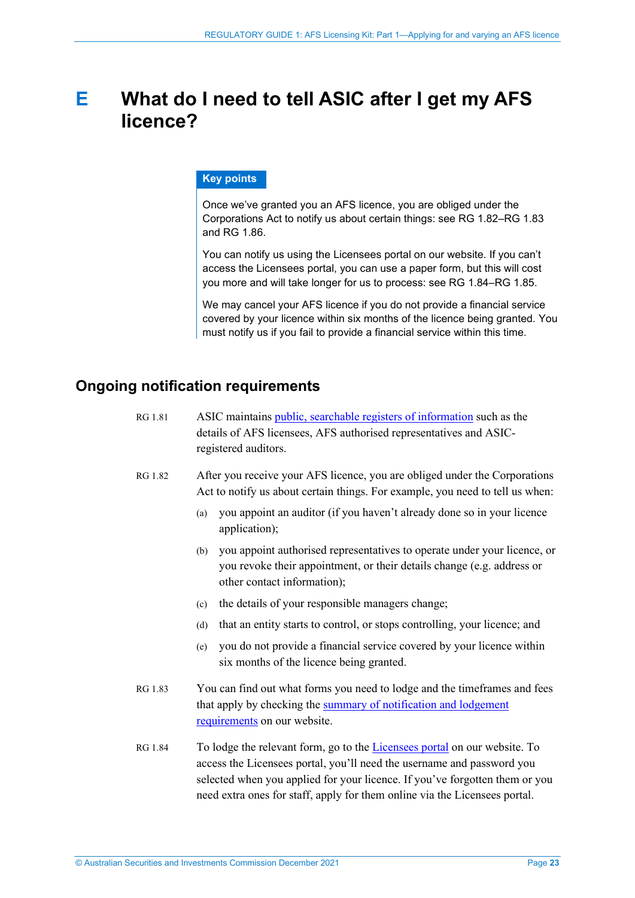# E What do I need to tell ASIC after I get my AFS licence?

**Key points**

Once we've granted you an AFS licence, you are obliged under the Corporations Act to notify us about certain things: see RG 1.82–RG 1.83 and RG 1.86.

You can notify us using the Licensees portal on our website. If you can't access the Licensees portal, you can use a paper form, but this will cost you more and will take longer for us to process: see RG 1.84–RG 1.85.

We may cancel your AFS licence if you do not provide a financial service covered by your licence within six months of the licence being granted. You must notify us if you fail to provide a financial service within this time.

## Ongoing notification requirements

RG 1.81 ASIC maintains public, searchable registers of information such as the details of AFS licensees, AFS authorised representatives and ASIC-registered auditors.

RG 1.82 After you receive your AFS licence, you are obliged under the Corporations Act to notify us about certain things. For example, you need to tell us when:

(a) you appoint an auditor (if you haven't already done so in your licence application);

(b) you appoint authorised representatives to operate under your licence, or you revoke their appointment, or their details change (e.g. address or other contact information);

(c) the details of your responsible managers change;

(d) that an entity starts to control, or stops controlling, your licence; and

(e) you do not provide a financial service covered by your licence within six months of the licence being granted.

RG 1.83 You can find out what forms you need to lodge and the timeframes and fees that apply by checking the summary of notification and lodgement requirements on our website.

RG 1.84 To lodge the relevant form, go to the Licensees portal on our website. To access the Licensees portal, you'll need the username and password you selected when you applied for your licence. If you've forgotten them or you need extra ones for staff, apply for them online via the Licensees portal.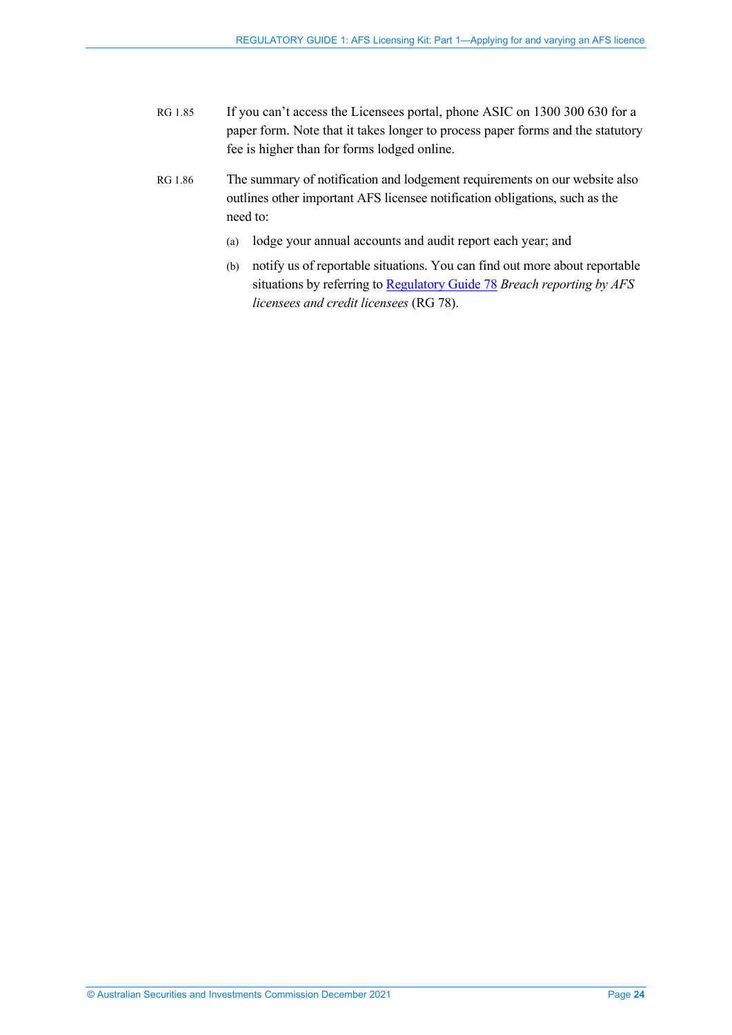RG 1.85 If you can't access the Licensees portal, phone ASIC on 1300 300 630 for a paper form. Note that it takes longer to process paper forms and the statutory fee is higher than for forms lodged online.

RG 1.86 The summary of notification and lodgement requirements on our website also outlines other important AFS licensee notification obligations, such as the need to:

(a) lodge your annual accounts and audit report each year; and

(b) notify us of reportable situations. You can find out more about reportable situations by referring to Regulatory Guide 78 *Breach reporting by AFS licensees and credit licensees* (RG 78).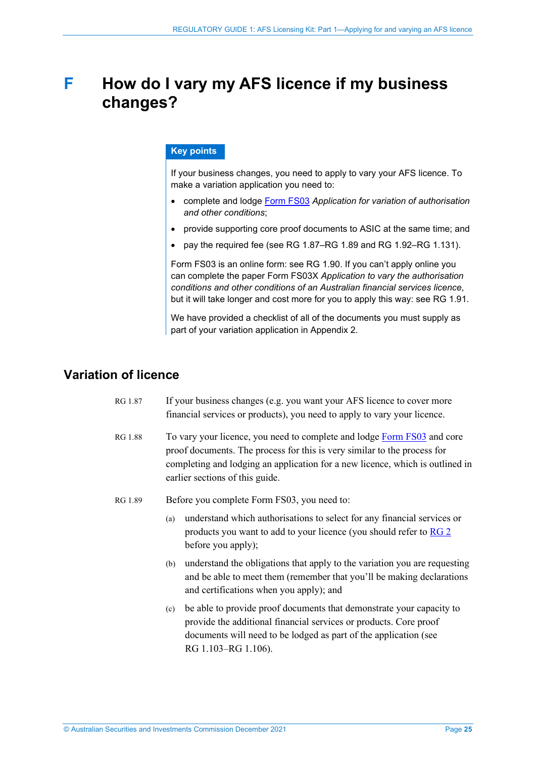# F How do I vary my AFS licence if my business changes?

**Key points**

If your business changes, you need to apply to vary your AFS licence. To make a variation application you need to:

- complete and lodge [Form FS03](Form FS03) *Application for variation of authorisation and other conditions*;
- provide supporting core proof documents to ASIC at the same time; and
- pay the required fee (see RG 1.87–RG 1.89 and RG 1.92–RG 1.131).

Form FS03 is an online form: see RG 1.90. If you can't apply online you can complete the paper Form FS03X *Application to vary the authorisation conditions and other conditions of an Australian financial services licence*, but it will take longer and cost more for you to apply this way: see RG 1.91.

We have provided a checklist of all of the documents you must supply as part of your variation application in Appendix 2.

## Variation of licence

RG 1.87 If your business changes (e.g. you want your AFS licence to cover more financial services or products), you need to apply to vary your licence.

RG 1.88 To vary your licence, you need to complete and lodge Form FS03 and core proof documents. The process for this is very similar to the process for completing and lodging an application for a new licence, which is outlined in earlier sections of this guide.

RG 1.89 Before you complete Form FS03, you need to:

(a) understand which authorisations to select for any financial services or products you want to add to your licence (you should refer to RG 2 before you apply);

(b) understand the obligations that apply to the variation you are requesting and be able to meet them (remember that you'll be making declarations and certifications when you apply); and

(c) be able to provide proof documents that demonstrate your capacity to provide the additional financial services or products. Core proof documents will need to be lodged as part of the application (see RG 1.103–RG 1.106).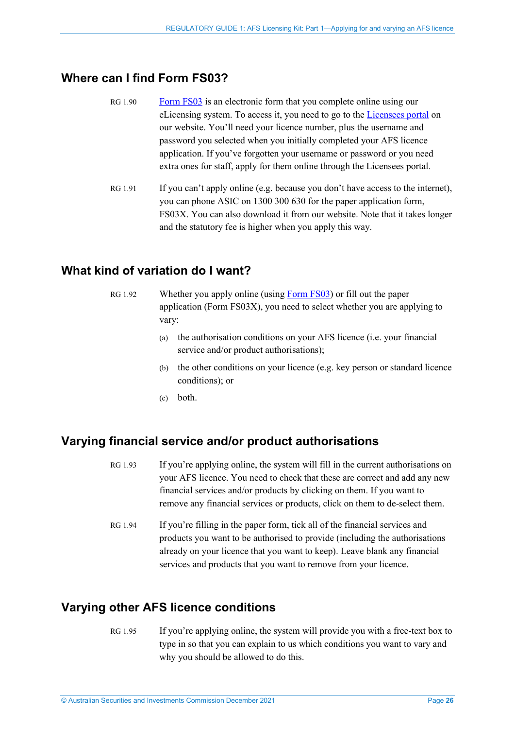## Where can I find Form FS03?

RG 1.90 Form FS03 is an electronic form that you complete online using our eLicensing system. To access it, you need to go to the Licensees portal on our website. You'll need your licence number, plus the username and password you selected when you initially completed your AFS licence application. If you've forgotten your username or password or you need extra ones for staff, apply for them online through the Licensees portal.

RG 1.91 If you can't apply online (e.g. because you don't have access to the internet), you can phone ASIC on 1300 300 630 for the paper application form, FS03X. You can also download it from our website. Note that it takes longer and the statutory fee is higher when you apply this way.

## What kind of variation do I want?

RG 1.92 Whether you apply online (using Form FS03) or fill out the paper application (Form FS03X), you need to select whether you are applying to vary:

(a) the authorisation conditions on your AFS licence (i.e. your financial service and/or product authorisations);

(b) the other conditions on your licence (e.g. key person or standard licence conditions); or

(c) both.

## Varying financial service and/or product authorisations

RG 1.93 If you're applying online, the system will fill in the current authorisations on your AFS licence. You need to check that these are correct and add any new financial services and/or products by clicking on them. If you want to remove any financial services or products, click on them to de-select them.

RG 1.94 If you're filling in the paper form, tick all of the financial services and products you want to be authorised to provide (including the authorisations already on your licence that you want to keep). Leave blank any financial services and products that you want to remove from your licence.

## Varying other AFS licence conditions

RG 1.95 If you're applying online, the system will provide you with a free-text box to type in so that you can explain to us which conditions you want to vary and why you should be allowed to do this.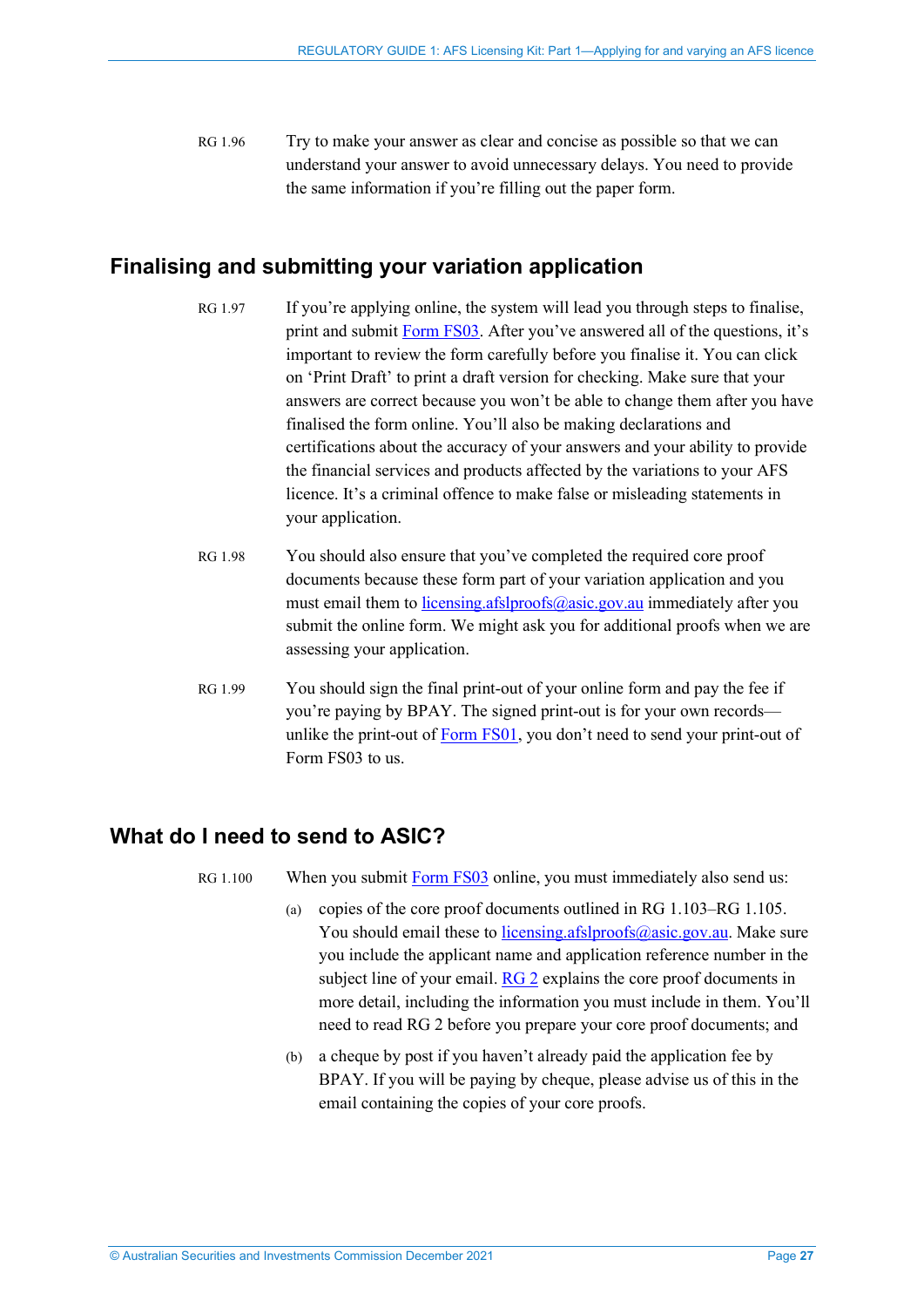RG 1.96 Try to make your answer as clear and concise as possible so that we can understand your answer to avoid unnecessary delays. You need to provide the same information if you're filling out the paper form.

## Finalising and submitting your variation application

RG 1.97 If you're applying online, the system will lead you through steps to finalise, print and submit [Form FS03](). After you've answered all of the questions, it's important to review the form carefully before you finalise it. You can click on 'Print Draft' to print a draft version for checking. Make sure that your answers are correct because you won't be able to change them after you have finalised the form online. You'll also be making declarations and certifications about the accuracy of your answers and your ability to provide the financial services and products affected by the variations to your AFS licence. It's a criminal offence to make false or misleading statements in your application.

RG 1.98 You should also ensure that you've completed the required core proof documents because these form part of your variation application and you must email them to [licensing.afslproofs@asic.gov.au](mailto:licensing.afslproofs@asic.gov.au) immediately after you submit the online form. We might ask you for additional proofs when we are assessing your application.

RG 1.99 You should sign the final print-out of your online form and pay the fee if you're paying by BPAY. The signed print-out is for your own records—unlike the print-out of [Form FS01](), you don't need to send your print-out of Form FS03 to us.

## What do I need to send to ASIC?

RG 1.100 When you submit [Form FS03]() online, you must immediately also send us:

(a) copies of the core proof documents outlined in RG 1.103–RG 1.105. You should email these to [licensing.afslproofs@asic.gov.au](mailto:licensing.afslproofs@asic.gov.au). Make sure you include the applicant name and application reference number in the subject line of your email. [RG 2]() explains the core proof documents in more detail, including the information you must include in them. You'll need to read RG 2 before you prepare your core proof documents; and

(b) a cheque by post if you haven't already paid the application fee by BPAY. If you will be paying by cheque, please advise us of this in the email containing the copies of your core proofs.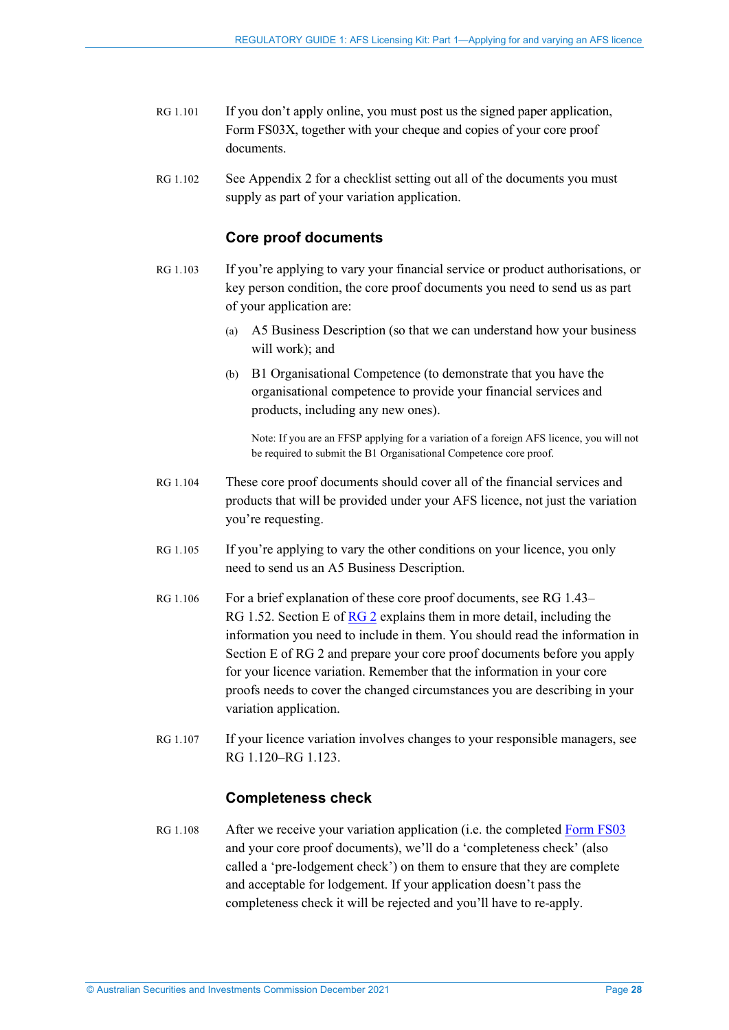RG 1.101 If you don't apply online, you must post us the signed paper application, Form FS03X, together with your cheque and copies of your core proof documents.

RG 1.102 See Appendix 2 for a checklist setting out all of the documents you must supply as part of your variation application.

## Core proof documents

RG 1.103 If you're applying to vary your financial service or product authorisations, or key person condition, the core proof documents you need to send us as part of your application are:

(a) A5 Business Description (so that we can understand how your business will work); and

(b) B1 Organisational Competence (to demonstrate that you have the organisational competence to provide your financial services and products, including any new ones).

Note: If you are an FFSP applying for a variation of a foreign AFS licence, you will not be required to submit the B1 Organisational Competence core proof.

RG 1.104 These core proof documents should cover all of the financial services and products that will be provided under your AFS licence, not just the variation you're requesting.

RG 1.105 If you're applying to vary the other conditions on your licence, you only need to send us an A5 Business Description.

RG 1.106 For a brief explanation of these core proof documents, see RG 1.43–RG 1.52. Section E of RG 2 explains them in more detail, including the information you need to include in them. You should read the information in Section E of RG 2 and prepare your core proof documents before you apply for your licence variation. Remember that the information in your core proofs needs to cover the changed circumstances you are describing in your variation application.

RG 1.107 If your licence variation involves changes to your responsible managers, see RG 1.120–RG 1.123.

## Completeness check

RG 1.108 After we receive your variation application (i.e. the completed Form FS03 and your core proof documents), we'll do a 'completeness check' (also called a 'pre-lodgement check') on them to ensure that they are complete and acceptable for lodgement. If your application doesn't pass the completeness check it will be rejected and you'll have to re-apply.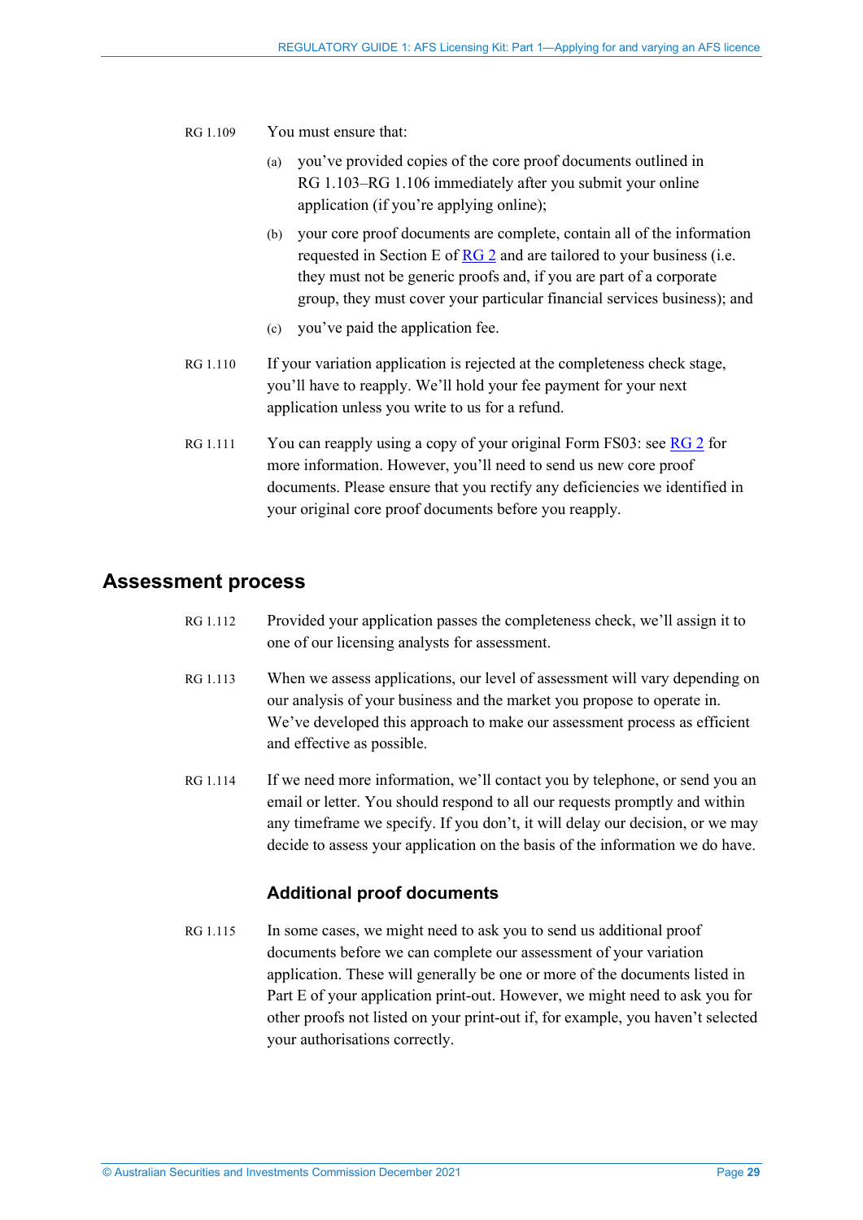RG 1.109 You must ensure that:

(a) you've provided copies of the core proof documents outlined in RG 1.103–RG 1.106 immediately after you submit your online application (if you're applying online);

(b) your core proof documents are complete, contain all of the information requested in Section E of RG 2 and are tailored to your business (i.e. they must not be generic proofs and, if you are part of a corporate group, they must cover your particular financial services business); and

(c) you've paid the application fee.

RG 1.110 If your variation application is rejected at the completeness check stage, you'll have to reapply. We'll hold your fee payment for your next application unless you write to us for a refund.

RG 1.111 You can reapply using a copy of your original Form FS03: see RG 2 for more information. However, you'll need to send us new core proof documents. Please ensure that you rectify any deficiencies we identified in your original core proof documents before you reapply.

## Assessment process

RG 1.112 Provided your application passes the completeness check, we'll assign it to one of our licensing analysts for assessment.

RG 1.113 When we assess applications, our level of assessment will vary depending on our analysis of your business and the market you propose to operate in. We've developed this approach to make our assessment process as efficient and effective as possible.

RG 1.114 If we need more information, we'll contact you by telephone, or send you an email or letter. You should respond to all our requests promptly and within any timeframe we specify. If you don't, it will delay our decision, or we may decide to assess your application on the basis of the information we do have.

### Additional proof documents

RG 1.115 In some cases, we might need to ask you to send us additional proof documents before we can complete our assessment of your variation application. These will generally be one or more of the documents listed in Part E of your application print-out. However, we might need to ask you for other proofs not listed on your print-out if, for example, you haven't selected your authorisations correctly.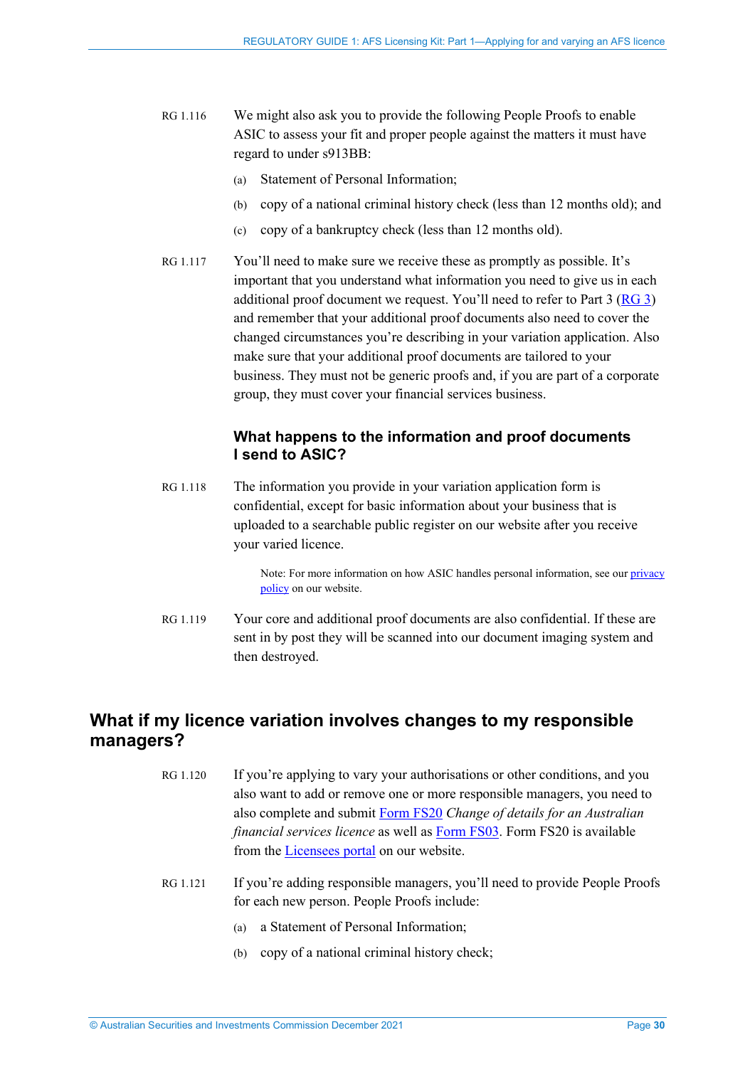RG 1.116 We might also ask you to provide the following People Proofs to enable ASIC to assess your fit and proper people against the matters it must have regard to under s913BB:

(a) Statement of Personal Information;

(b) copy of a national criminal history check (less than 12 months old); and

(c) copy of a bankruptcy check (less than 12 months old).

RG 1.117 You'll need to make sure we receive these as promptly as possible. It's important that you understand what information you need to give us in each additional proof document we request. You'll need to refer to Part 3 (RG 3) and remember that your additional proof documents also need to cover the changed circumstances you're describing in your variation application. Also make sure that your additional proof documents are tailored to your business. They must not be generic proofs and, if you are part of a corporate group, they must cover your financial services business.

### What happens to the information and proof documents I send to ASIC?

RG 1.118 The information you provide in your variation application form is confidential, except for basic information about your business that is uploaded to a searchable public register on our website after you receive your varied licence.

Note: For more information on how ASIC handles personal information, see our privacy policy on our website.

RG 1.119 Your core and additional proof documents are also confidential. If these are sent in by post they will be scanned into our document imaging system and then destroyed.

## What if my licence variation involves changes to my responsible managers?

RG 1.120 If you're applying to vary your authorisations or other conditions, and you also want to add or remove one or more responsible managers, you need to also complete and submit Form FS20 *Change of details for an Australian financial services licence* as well as Form FS03. Form FS20 is available from the Licensees portal on our website.

RG 1.121 If you're adding responsible managers, you'll need to provide People Proofs for each new person. People Proofs include:

(a) a Statement of Personal Information;

(b) copy of a national criminal history check;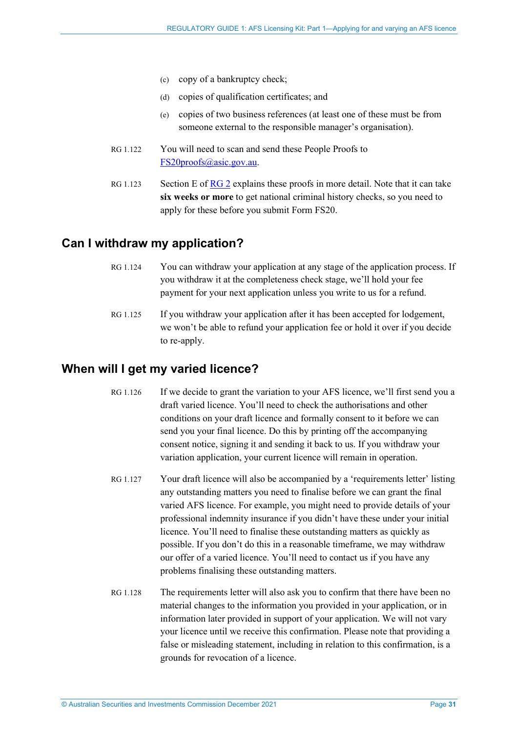(c) copy of a bankruptcy check;

(d) copies of qualification certificates; and

(e) copies of two business references (at least one of these must be from someone external to the responsible manager's organisation).

RG 1.122 You will need to scan and send these People Proofs to FS20proofs@asic.gov.au.

RG 1.123 Section E of RG 2 explains these proofs in more detail. Note that it can take **six weeks or more** to get national criminal history checks, so you need to apply for these before you submit Form FS20.

## Can I withdraw my application?

RG 1.124 You can withdraw your application at any stage of the application process. If you withdraw it at the completeness check stage, we'll hold your fee payment for your next application unless you write to us for a refund.

RG 1.125 If you withdraw your application after it has been accepted for lodgement, we won't be able to refund your application fee or hold it over if you decide to re-apply.

## When will I get my varied licence?

RG 1.126 If we decide to grant the variation to your AFS licence, we'll first send you a draft varied licence. You'll need to check the authorisations and other conditions on your draft licence and formally consent to it before we can send you your final licence. Do this by printing off the accompanying consent notice, signing it and sending it back to us. If you withdraw your variation application, your current licence will remain in operation.

RG 1.127 Your draft licence will also be accompanied by a 'requirements letter' listing any outstanding matters you need to finalise before we can grant the final varied AFS licence. For example, you might need to provide details of your professional indemnity insurance if you didn't have these under your initial licence. You'll need to finalise these outstanding matters as quickly as possible. If you don't do this in a reasonable timeframe, we may withdraw our offer of a varied licence. You'll need to contact us if you have any problems finalising these outstanding matters.

RG 1.128 The requirements letter will also ask you to confirm that there have been no material changes to the information you provided in your application, or in information later provided in support of your application. We will not vary your licence until we receive this confirmation. Please note that providing a false or misleading statement, including in relation to this confirmation, is a grounds for revocation of a licence.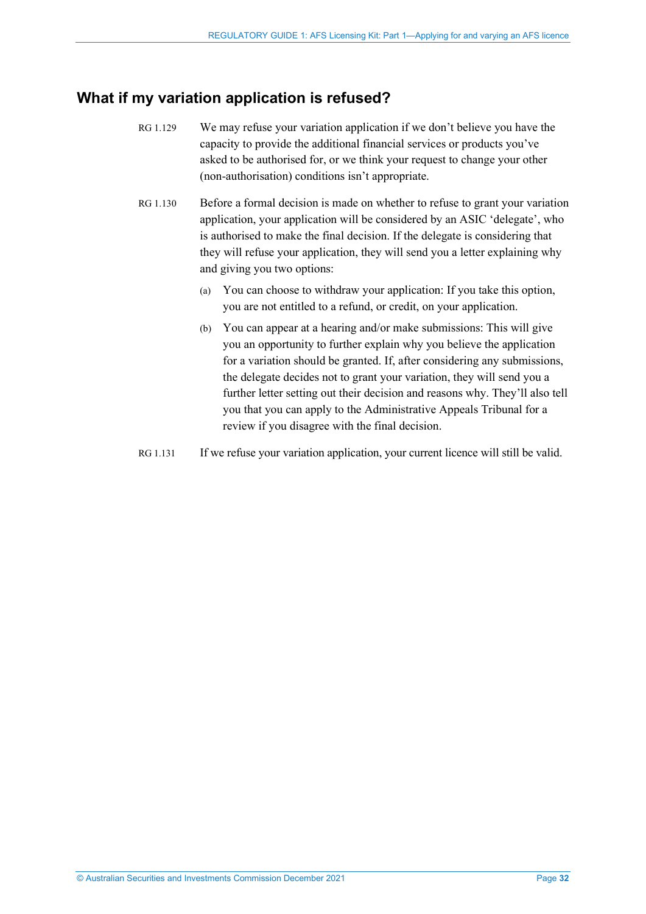## What if my variation application is refused?

RG 1.129 We may refuse your variation application if we don't believe you have the capacity to provide the additional financial services or products you've asked to be authorised for, or we think your request to change your other (non-authorisation) conditions isn't appropriate.

RG 1.130 Before a formal decision is made on whether to refuse to grant your variation application, your application will be considered by an ASIC 'delegate', who is authorised to make the final decision. If the delegate is considering that they will refuse your application, they will send you a letter explaining why and giving you two options:

(a) You can choose to withdraw your application: If you take this option, you are not entitled to a refund, or credit, on your application.

(b) You can appear at a hearing and/or make submissions: This will give you an opportunity to further explain why you believe the application for a variation should be granted. If, after considering any submissions, the delegate decides not to grant your variation, they will send you a further letter setting out their decision and reasons why. They'll also tell you that you can apply to the Administrative Appeals Tribunal for a review if you disagree with the final decision.

RG 1.131 If we refuse your variation application, your current licence will still be valid.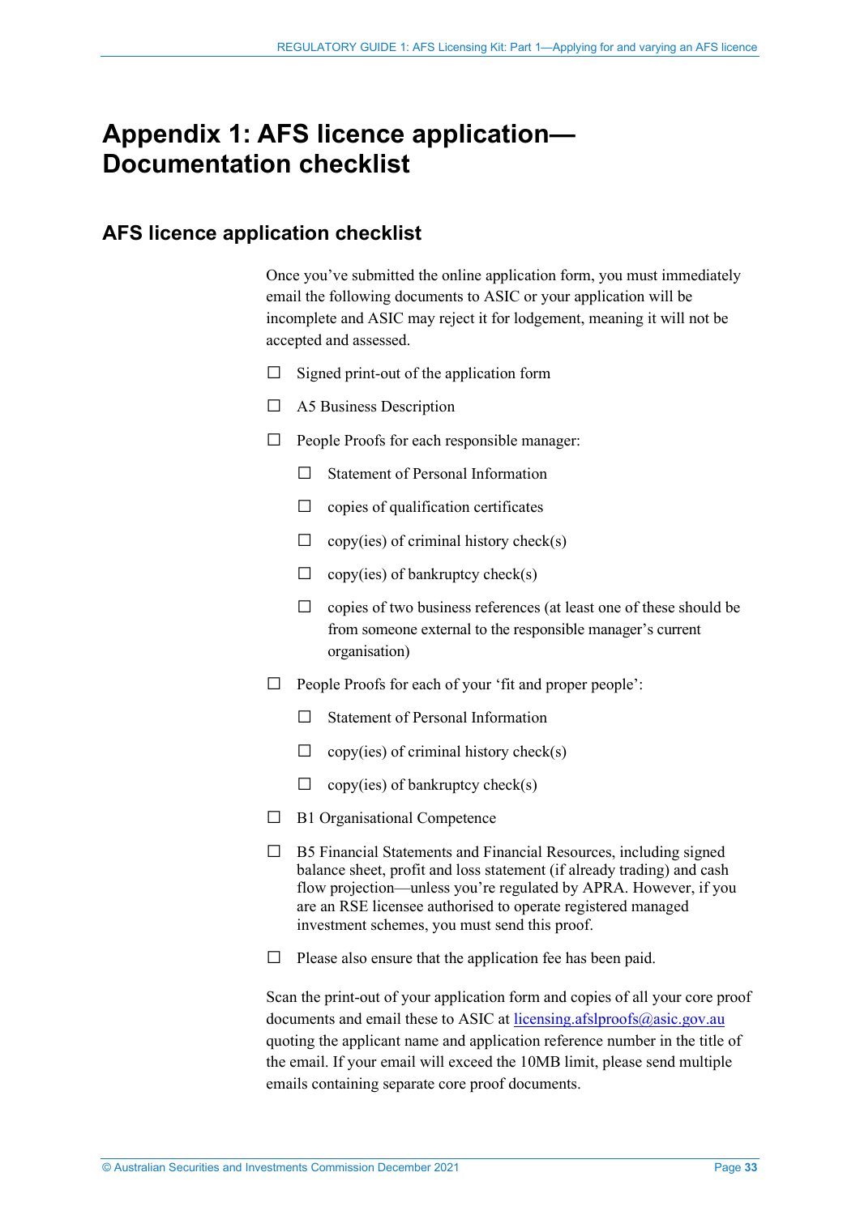# Appendix 1: AFS licence application—Documentation checklist

## AFS licence application checklist

Once you've submitted the online application form, you must immediately email the following documents to ASIC or your application will be incomplete and ASIC may reject it for lodgement, meaning it will not be accepted and assessed.

- ☐ Signed print-out of the application form
- ☐ A5 Business Description
- ☐ People Proofs for each responsible manager:
  - ☐ Statement of Personal Information
  - ☐ copies of qualification certificates
  - ☐ copy(ies) of criminal history check(s)
  - ☐ copy(ies) of bankruptcy check(s)
  - ☐ copies of two business references (at least one of these should be from someone external to the responsible manager's current organisation)
- ☐ People Proofs for each of your 'fit and proper people':
  - ☐ Statement of Personal Information
  - ☐ copy(ies) of criminal history check(s)
  - ☐ copy(ies) of bankruptcy check(s)
- ☐ B1 Organisational Competence
- ☐ B5 Financial Statements and Financial Resources, including signed balance sheet, profit and loss statement (if already trading) and cash flow projection—unless you're regulated by APRA. However, if you are an RSE licensee authorised to operate registered managed investment schemes, you must send this proof.
- ☐ Please also ensure that the application fee has been paid.

Scan the print-out of your application form and copies of all your core proof documents and email these to ASIC at licensing.afslproofs@asic.gov.au quoting the applicant name and application reference number in the title of the email. If your email will exceed the 10MB limit, please send multiple emails containing separate core proof documents.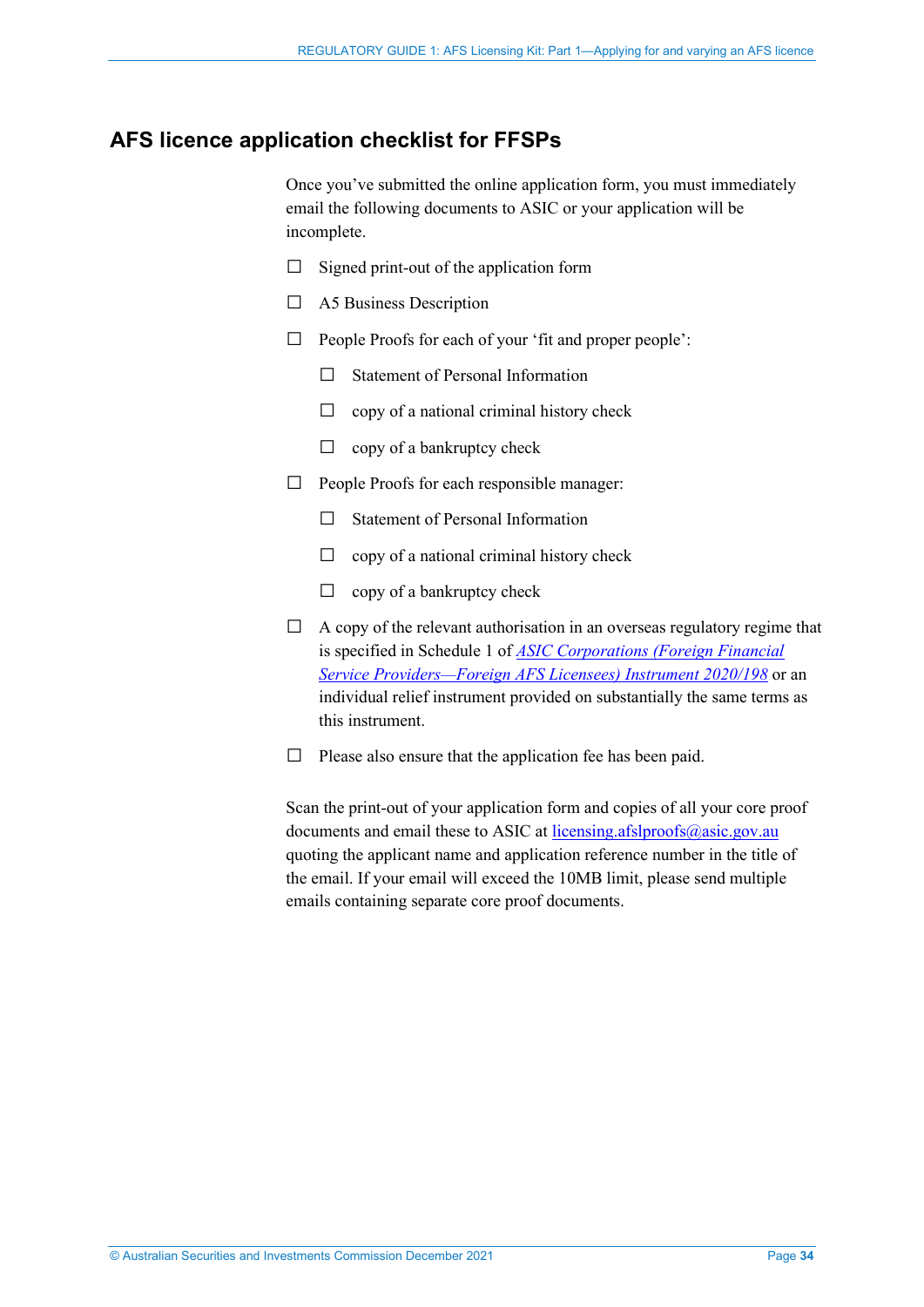## AFS licence application checklist for FFSPs

Once you've submitted the online application form, you must immediately email the following documents to ASIC or your application will be incomplete.

- ☐ Signed print-out of the application form
- ☐ A5 Business Description
- ☐ People Proofs for each of your 'fit and proper people':
  - ☐ Statement of Personal Information
  - ☐ copy of a national criminal history check
  - ☐ copy of a bankruptcy check
- ☐ People Proofs for each responsible manager:
  - ☐ Statement of Personal Information
  - ☐ copy of a national criminal history check
  - ☐ copy of a bankruptcy check
- ☐ A copy of the relevant authorisation in an overseas regulatory regime that is specified in Schedule 1 of *ASIC Corporations (Foreign Financial Service Providers—Foreign AFS Licensees) Instrument 2020/198* or an individual relief instrument provided on substantially the same terms as this instrument.
- ☐ Please also ensure that the application fee has been paid.

Scan the print-out of your application form and copies of all your core proof documents and email these to ASIC at licensing.afslproofs@asic.gov.au quoting the applicant name and application reference number in the title of the email. If your email will exceed the 10MB limit, please send multiple emails containing separate core proof documents.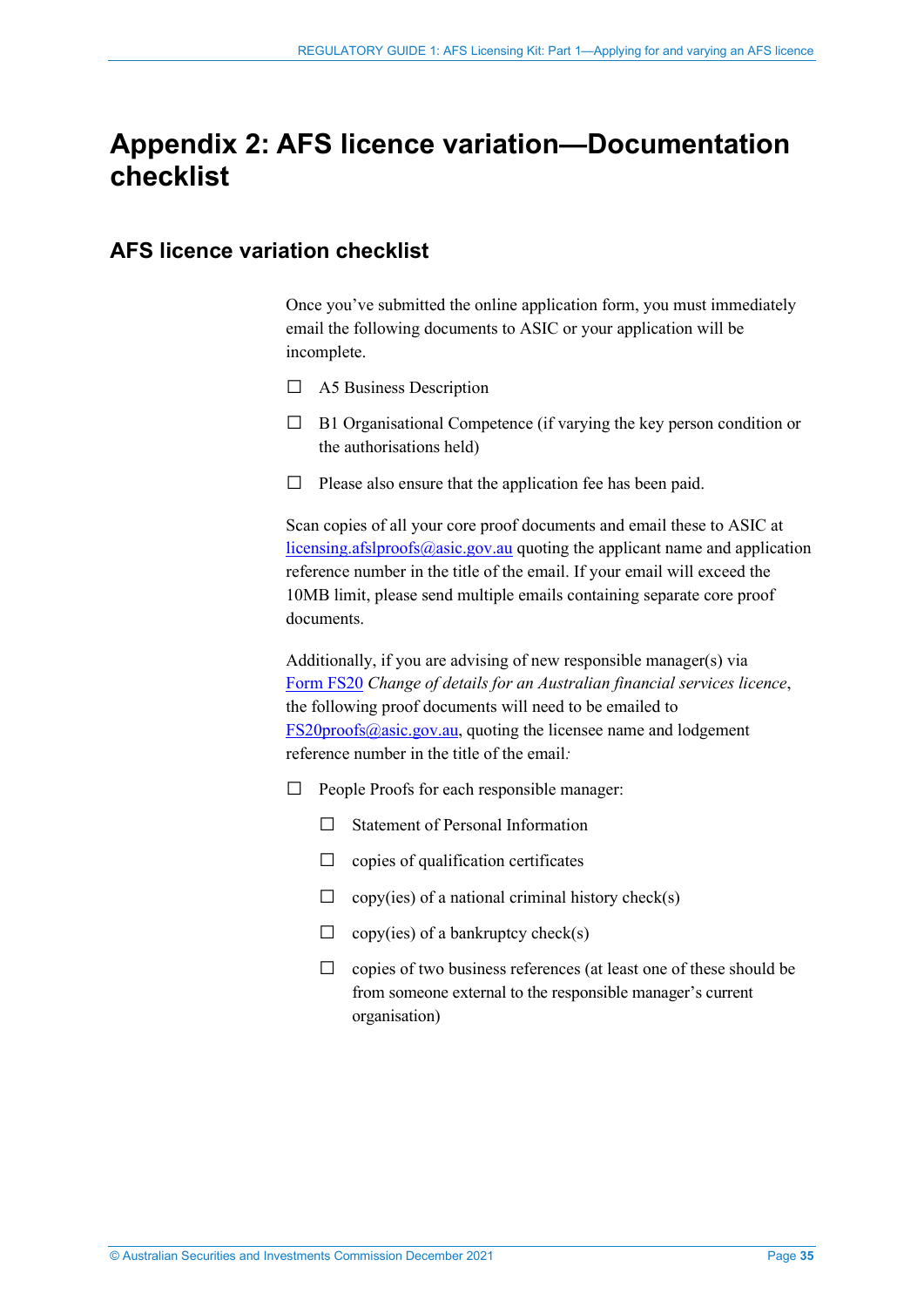# Appendix 2: AFS licence variation—Documentation checklist

## AFS licence variation checklist

Once you've submitted the online application form, you must immediately email the following documents to ASIC or your application will be incomplete.

- ☐ A5 Business Description
- ☐ B1 Organisational Competence (if varying the key person condition or the authorisations held)
- ☐ Please also ensure that the application fee has been paid.

Scan copies of all your core proof documents and email these to ASIC at licensing.afslproofs@asic.gov.au quoting the applicant name and application reference number in the title of the email. If your email will exceed the 10MB limit, please send multiple emails containing separate core proof documents.

Additionally, if you are advising of new responsible manager(s) via Form FS20 *Change of details for an Australian financial services licence*, the following proof documents will need to be emailed to FS20proofs@asic.gov.au, quoting the licensee name and lodgement reference number in the title of the email:

- ☐ People Proofs for each responsible manager:
  - ☐ Statement of Personal Information
  - ☐ copies of qualification certificates
  - ☐ copy(ies) of a national criminal history check(s)
  - ☐ copy(ies) of a bankruptcy check(s)
  - ☐ copies of two business references (at least one of these should be from someone external to the responsible manager's current organisation)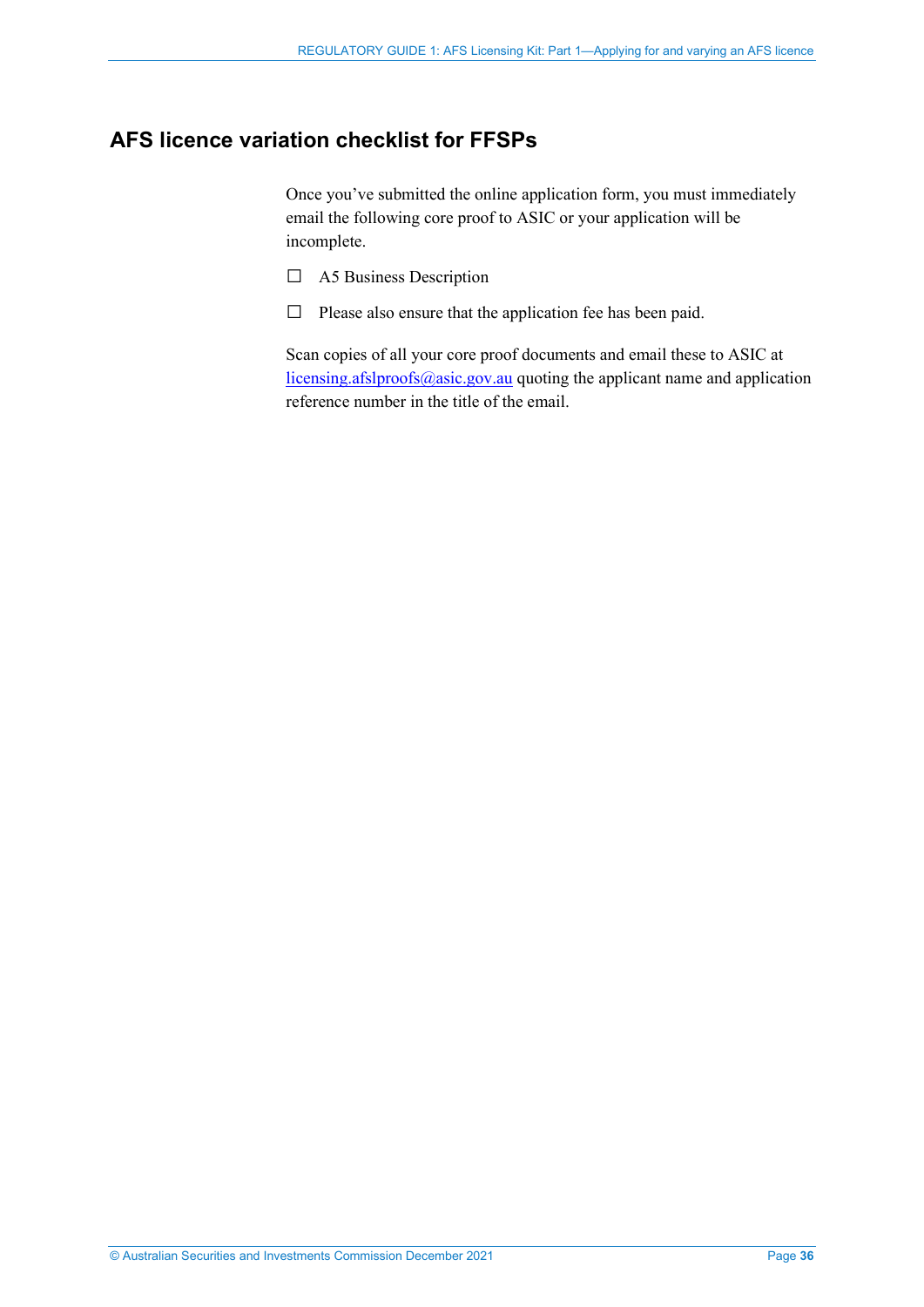## AFS licence variation checklist for FFSPs

Once you've submitted the online application form, you must immediately email the following core proof to ASIC or your application will be incomplete.

☐ A5 Business Description

☐ Please also ensure that the application fee has been paid.

Scan copies of all your core proof documents and email these to ASIC at licensing.afslproofs@asic.gov.au quoting the applicant name and application reference number in the title of the email.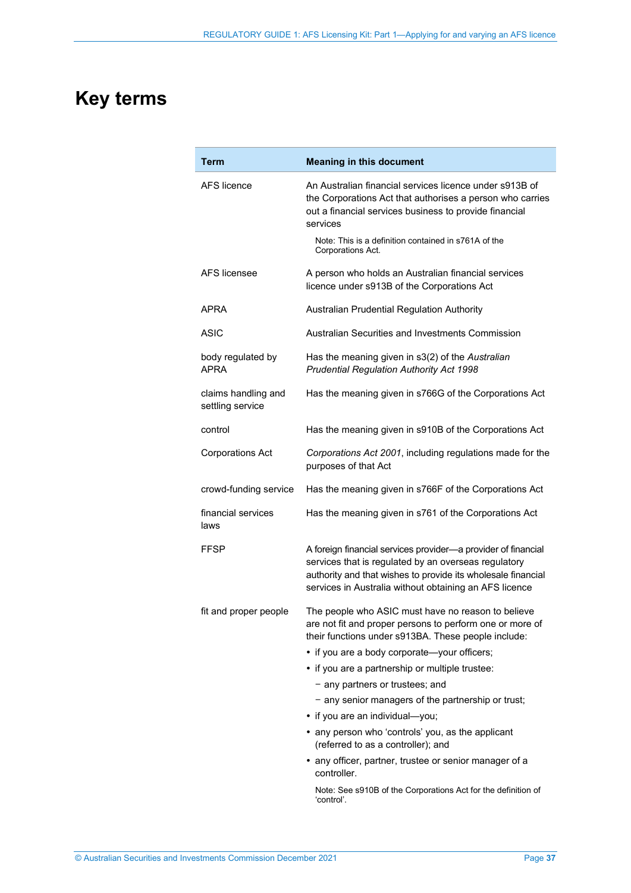# Key terms

| Term | Meaning in this document |
|---|---|
| AFS licence | An Australian financial services licence under s913B of the Corporations Act that authorises a person who carries out a financial services business to provide financial services<br><br>Note: This is a definition contained in s761A of the Corporations Act. |
| AFS licensee | A person who holds an Australian financial services licence under s913B of the Corporations Act |
| APRA | Australian Prudential Regulation Authority |
| ASIC | Australian Securities and Investments Commission |
| body regulated by APRA | Has the meaning given in s3(2) of the *Australian Prudential Regulation Authority Act 1998* |
| claims handling and settling service | Has the meaning given in s766G of the Corporations Act |
| control | Has the meaning given in s910B of the Corporations Act |
| Corporations Act | *Corporations Act 2001*, including regulations made for the purposes of that Act |
| crowd-funding service | Has the meaning given in s766F of the Corporations Act |
| financial services laws | Has the meaning given in s761 of the Corporations Act |
| FFSP | A foreign financial services provider—a provider of financial services that is regulated by an overseas regulatory authority and that wishes to provide its wholesale financial services in Australia without obtaining an AFS licence |
| fit and proper people | The people who ASIC must have no reason to believe are not fit and proper persons to perform one or more of their functions under s913BA. These people include:<br>• if you are a body corporate—your officers;<br>• if you are a partnership or multiple trustee:<br>  − any partners or trustees; and<br>  − any senior managers of the partnership or trust;<br>• if you are an individual—you;<br>• any person who 'controls' you, as the applicant (referred to as a controller); and<br>• any officer, partner, trustee or senior manager of a controller.<br><br>Note: See s910B of the Corporations Act for the definition of 'control'. |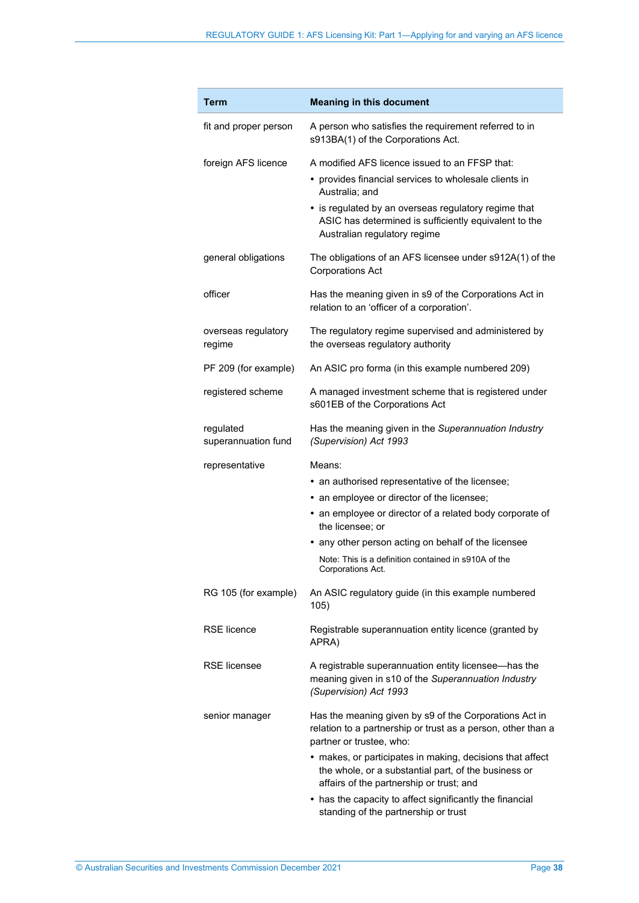| Term | Meaning in this document |
|---|---|
| fit and proper person | A person who satisfies the requirement referred to in s913BA(1) of the Corporations Act. |
| foreign AFS licence | A modified AFS licence issued to an FFSP that: <br>• provides financial services to wholesale clients in Australia; and <br>• is regulated by an overseas regulatory regime that ASIC has determined is sufficiently equivalent to the Australian regulatory regime |
| general obligations | The obligations of an AFS licensee under s912A(1) of the Corporations Act |
| officer | Has the meaning given in s9 of the Corporations Act in relation to an 'officer of a corporation'. |
| overseas regulatory regime | The regulatory regime supervised and administered by the overseas regulatory authority |
| PF 209 (for example) | An ASIC pro forma (in this example numbered 209) |
| registered scheme | A managed investment scheme that is registered under s601EB of the Corporations Act |
| regulated superannuation fund | Has the meaning given in the *Superannuation Industry (Supervision) Act 1993* |
| representative | Means: <br>• an authorised representative of the licensee; <br>• an employee or director of the licensee; <br>• an employee or director of a related body corporate of the licensee; or <br>• any other person acting on behalf of the licensee <br>Note: This is a definition contained in s910A of the Corporations Act. |
| RG 105 (for example) | An ASIC regulatory guide (in this example numbered 105) |
| RSE licence | Registrable superannuation entity licence (granted by APRA) |
| RSE licensee | A registrable superannuation entity licensee—has the meaning given in s10 of the *Superannuation Industry (Supervision) Act 1993* |
| senior manager | Has the meaning given by s9 of the Corporations Act in relation to a partnership or trust as a person, other than a partner or trustee, who: <br>• makes, or participates in making, decisions that affect the whole, or a substantial part, of the business or affairs of the partnership or trust; and <br>• has the capacity to affect significantly the financial standing of the partnership or trust |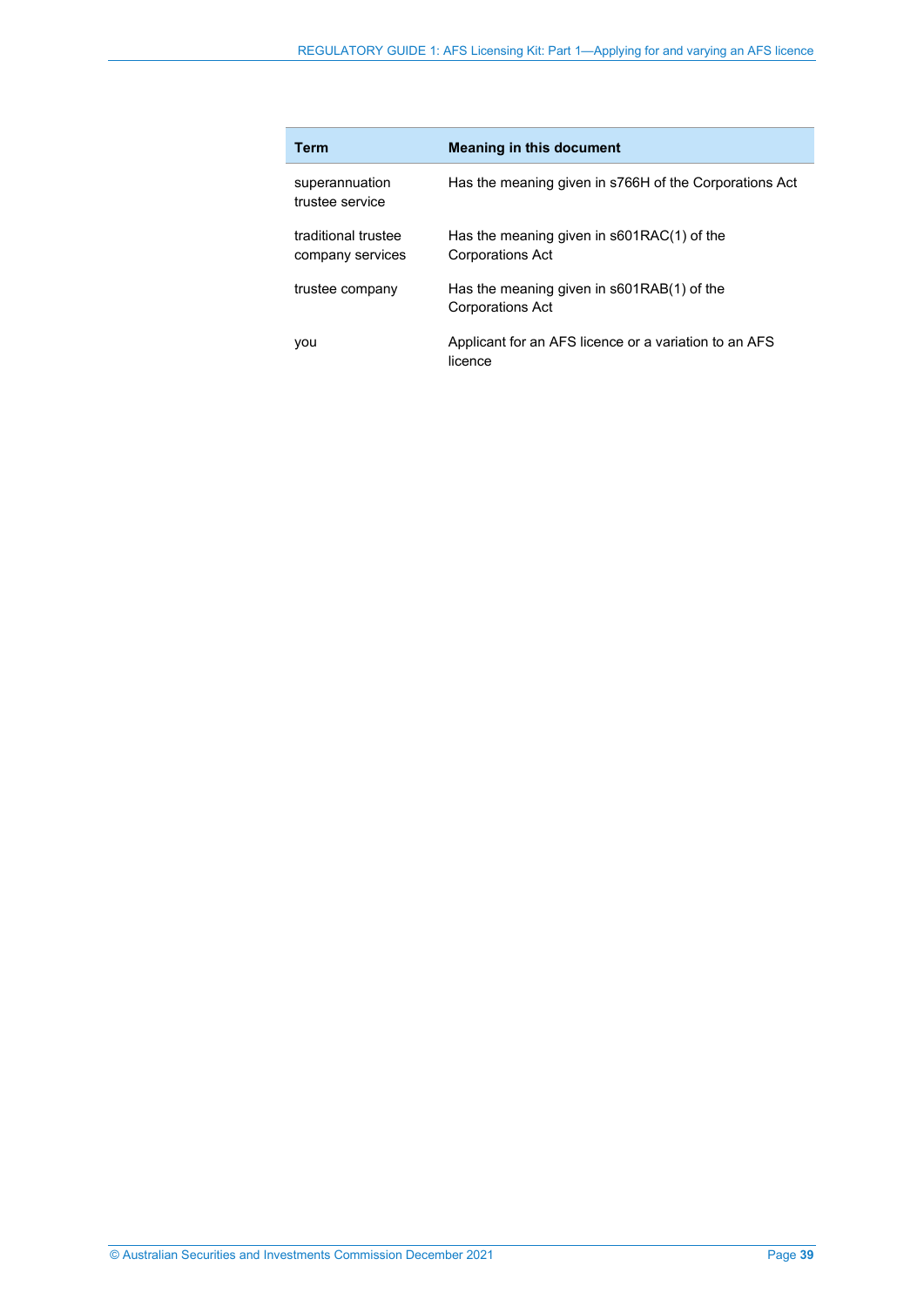| Term | Meaning in this document |
|---|---|
| superannuation trustee service | Has the meaning given in s766H of the Corporations Act |
| traditional trustee company services | Has the meaning given in s601RAC(1) of the Corporations Act |
| trustee company | Has the meaning given in s601RAB(1) of the Corporations Act |
| you | Applicant for an AFS licence or a variation to an AFS licence |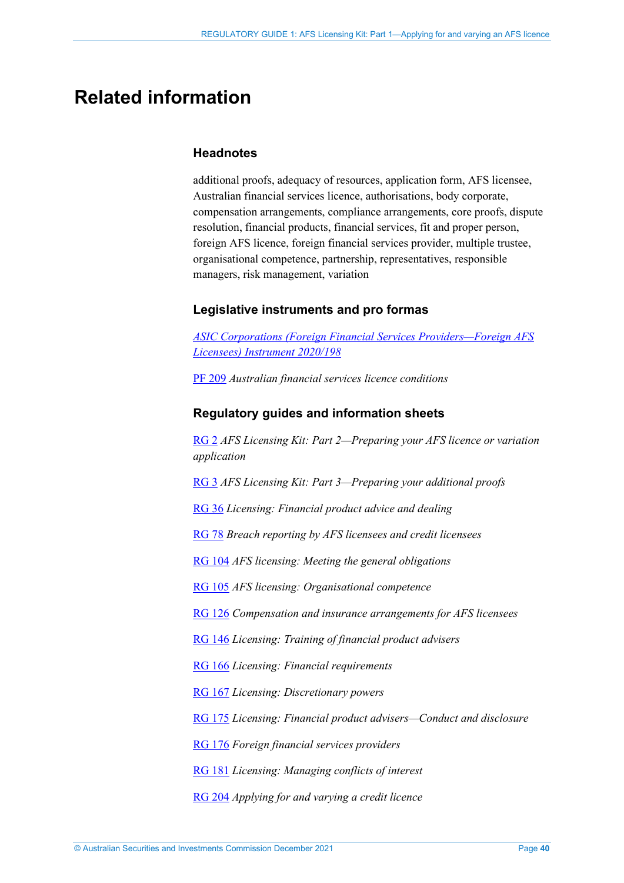# Related information

### Headnotes

additional proofs, adequacy of resources, application form, AFS licensee, Australian financial services licence, authorisations, body corporate, compensation arrangements, compliance arrangements, core proofs, dispute resolution, financial products, financial services, fit and proper person, foreign AFS licence, foreign financial services provider, multiple trustee, organisational competence, partnership, representatives, responsible managers, risk management, variation

### Legislative instruments and pro formas

*ASIC Corporations (Foreign Financial Services Providers—Foreign AFS Licensees) Instrument 2020/198*

PF 209 *Australian financial services licence conditions*

### Regulatory guides and information sheets

RG 2 *AFS Licensing Kit: Part 2—Preparing your AFS licence or variation application*

RG 3 *AFS Licensing Kit: Part 3—Preparing your additional proofs*

RG 36 *Licensing: Financial product advice and dealing*

RG 78 *Breach reporting by AFS licensees and credit licensees*

RG 104 *AFS licensing: Meeting the general obligations*

RG 105 *AFS licensing: Organisational competence*

RG 126 *Compensation and insurance arrangements for AFS licensees*

RG 146 *Licensing: Training of financial product advisers*

RG 166 *Licensing: Financial requirements*

RG 167 *Licensing: Discretionary powers*

RG 175 *Licensing: Financial product advisers—Conduct and disclosure*

RG 176 *Foreign financial services providers*

RG 181 *Licensing: Managing conflicts of interest*

RG 204 *Applying for and varying a credit licence*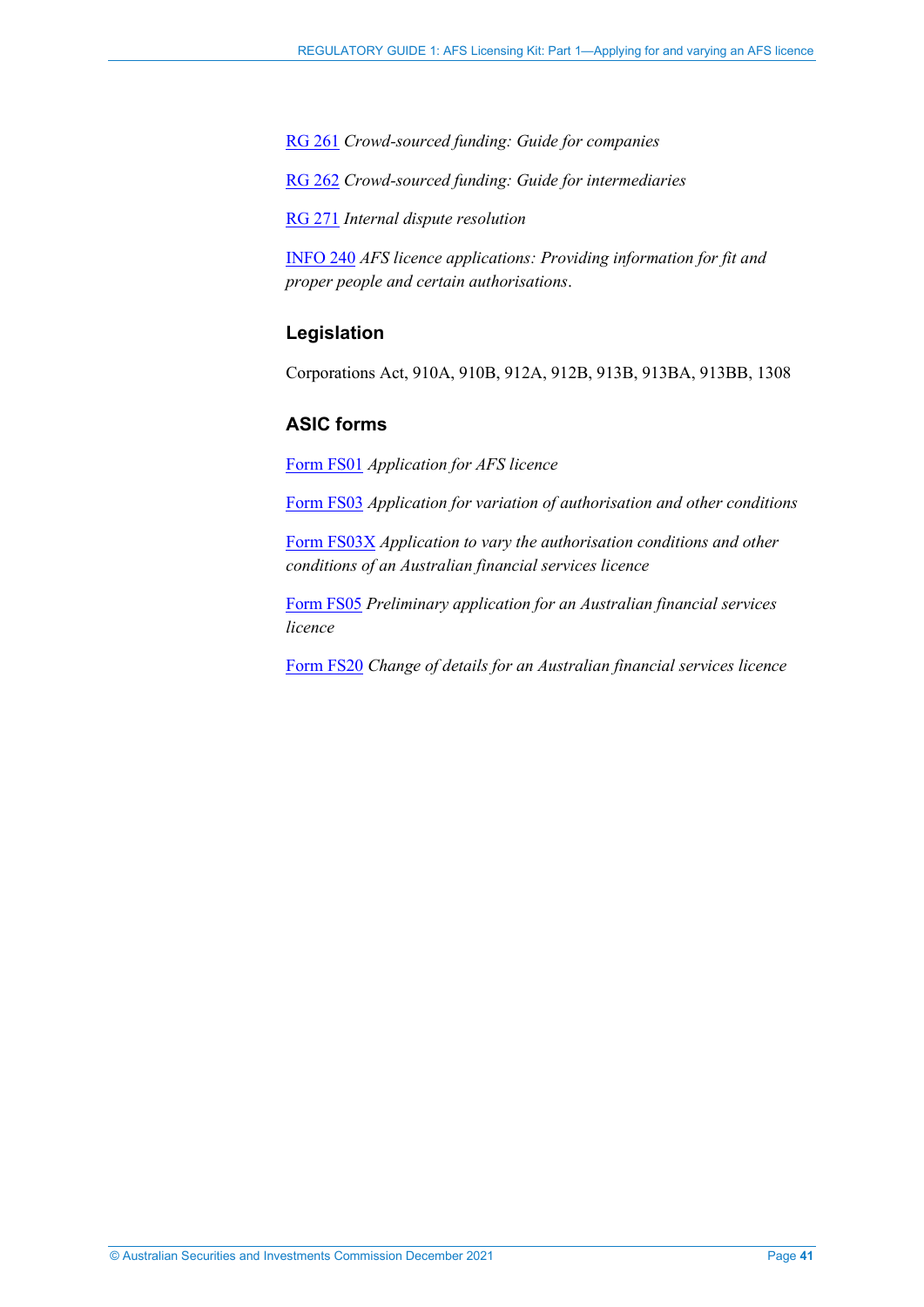RG 261 *Crowd-sourced funding: Guide for companies*

RG 262 *Crowd-sourced funding: Guide for intermediaries*

RG 271 *Internal dispute resolution*

INFO 240 *AFS licence applications: Providing information for fit and proper people and certain authorisations*.

## Legislation

Corporations Act, 910A, 910B, 912A, 912B, 913B, 913BA, 913BB, 1308

## ASIC forms

Form FS01 *Application for AFS licence*

Form FS03 *Application for variation of authorisation and other conditions*

Form FS03X *Application to vary the authorisation conditions and other conditions of an Australian financial services licence*

Form FS05 *Preliminary application for an Australian financial services licence*

Form FS20 *Change of details for an Australian financial services licence*